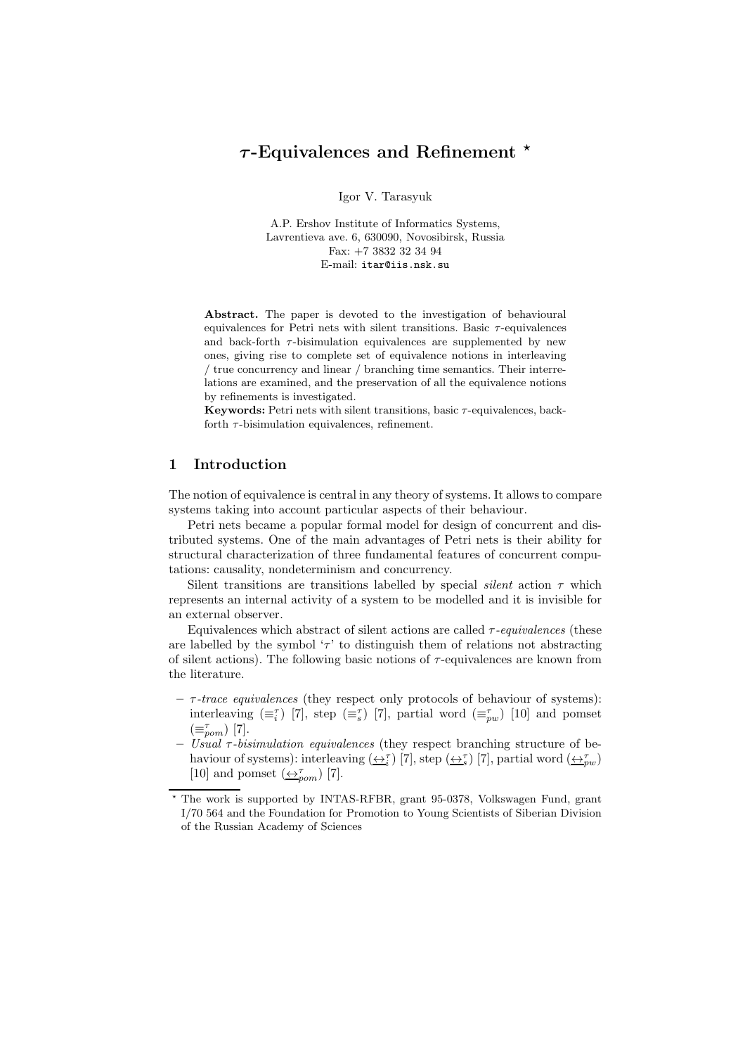# $\tau$-Equivalences and Refinement *

Igor V. Tarasyuk

A.P. Ershov Institute of Informatics Systems,
Lavrentieva ave. 6, 630090, Novosibirsk, Russia
Fax: +7 3832 32 34 94
E-mail: itar@iis.nsk.su

**Abstract.** The paper is devoted to the investigation of behavioural equivalences for Petri nets with silent transitions. Basic $\tau$-equivalences and back-forth $\tau$-bisimulation equivalences are supplemented by new ones, giving rise to complete set of equivalence notions in interleaving / true concurrency and linear / branching time semantics. Their interrelations are examined, and the preservation of all the equivalence notions by refinements is investigated.

**Keywords:** Petri nets with silent transitions, basic $\tau$-equivalences, back-forth $\tau$-bisimulation equivalences, refinement.

## 1 Introduction

The notion of equivalence is central in any theory of systems. It allows to compare systems taking into account particular aspects of their behaviour.

Petri nets became a popular formal model for design of concurrent and distributed systems. One of the main advantages of Petri nets is their ability for structural characterization of three fundamental features of concurrent computations: causality, nondeterminism and concurrency.

Silent transitions are transitions labelled by special *silent* action $\tau$ which represents an internal activity of a system to be modelled and it is invisible for an external observer.

Equivalences which abstract of silent actions are called *$\tau$-equivalences* (these are labelled by the symbol '$\tau$' to distinguish them of relations not abstracting of silent actions). The following basic notions of $\tau$-equivalences are known from the literature.

- *$\tau$-trace equivalences* (they respect only protocols of behaviour of systems): interleaving ($\equiv_i^\tau$) [7], step ($\equiv_s^\tau$) [7], partial word ($\equiv_{pw}^\tau$) [10] and pomset ($\equiv_{pom}^\tau$) [7].
- *Usual $\tau$-bisimulation equivalences* (they respect branching structure of behaviour of systems): interleaving ($\underline{\leftrightarrow}_i^\tau$) [7], step ($\underline{\leftrightarrow}_s^\tau$) [7], partial word ($\underline{\leftrightarrow}_{pw}^\tau$) [10] and pomset ($\underline{\leftrightarrow}_{pom}^\tau$) [7].

---

* The work is supported by INTAS-RFBR, grant 95-0378, Volkswagen Fund, grant I/70 564 and the Foundation for Promotion to Young Scientists of Siberian Division of the Russian Academy of Sciences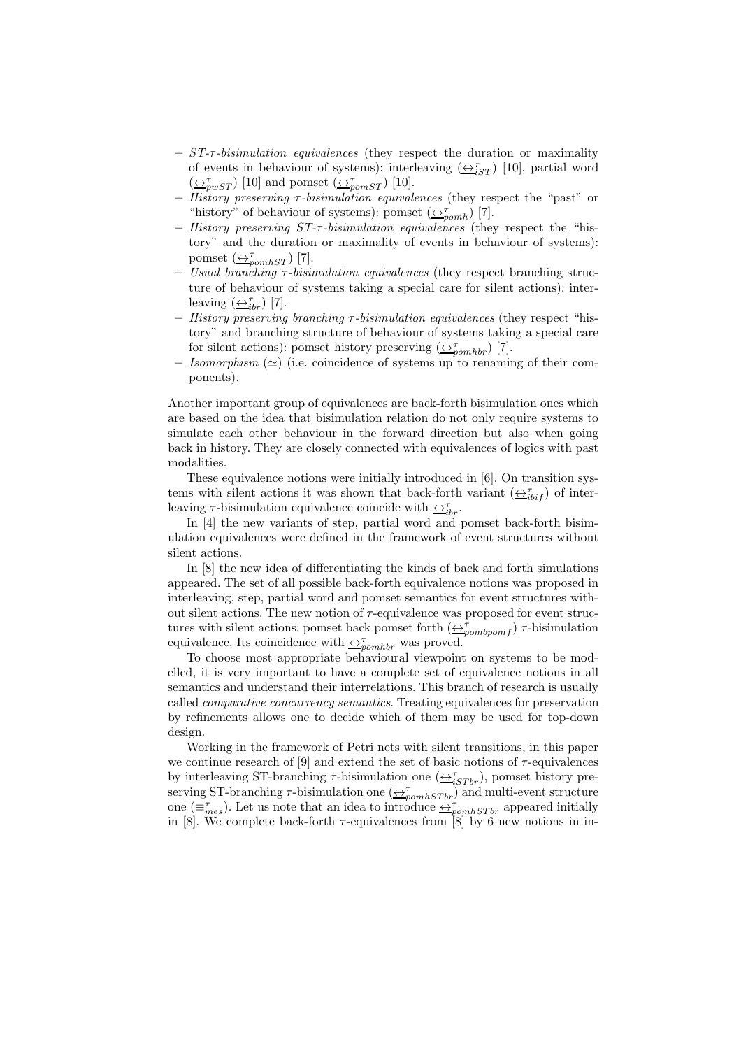- *ST-τ-bisimulation equivalences* (they respect the duration or maximality of events in behaviour of systems): interleaving ($\underline{\leftrightarrow}^{\tau}_{iST}$) [10], partial word ($\underline{\leftrightarrow}^{\tau}_{pwST}$) [10] and pomset ($\underline{\leftrightarrow}^{\tau}_{pomST}$) [10].
- *History preserving τ-bisimulation equivalences* (they respect the "past" or "history" of behaviour of systems): pomset ($\underline{\leftrightarrow}^{\tau}_{pomh}$) [7].
- *History preserving ST-τ-bisimulation equivalences* (they respect the "history" and the duration or maximality of events in behaviour of systems): pomset ($\underline{\leftrightarrow}^{\tau}_{pomhST}$) [7].
- *Usual branching τ-bisimulation equivalences* (they respect branching structure of behaviour of systems taking a special care for silent actions): interleaving ($\underline{\leftrightarrow}^{\tau}_{ibr}$) [7].
- *History preserving branching τ-bisimulation equivalences* (they respect "history" and branching structure of behaviour of systems taking a special care for silent actions): pomset history preserving ($\underline{\leftrightarrow}^{\tau}_{pomhbr}$) [7].
- *Isomorphism* ($\simeq$) (i.e. coincidence of systems up to renaming of their components).

Another important group of equivalences are back-forth bisimulation ones which are based on the idea that bisimulation relation do not only require systems to simulate each other behaviour in the forward direction but also when going back in history. They are closely connected with equivalences of logics with past modalities.

These equivalence notions were initially introduced in [6]. On transition systems with silent actions it was shown that back-forth variant ($\underline{\leftrightarrow}^{\tau}_{ibif}$) of interleaving τ-bisimulation equivalence coincide with $\underline{\leftrightarrow}^{\tau}_{ibr}$.

In [4] the new variants of step, partial word and pomset back-forth bisimulation equivalences were defined in the framework of event structures without silent actions.

In [8] the new idea of differentiating the kinds of back and forth simulations appeared. The set of all possible back-forth equivalence notions was proposed in interleaving, step, partial word and pomset semantics for event structures without silent actions. The new notion of τ-equivalence was proposed for event structures with silent actions: pomset back pomset forth ($\underline{\leftrightarrow}^{\tau}_{pombpomf}$) τ-bisimulation equivalence. Its coincidence with $\underline{\leftrightarrow}^{\tau}_{pomhbr}$ was proved.

To choose most appropriate behavioural viewpoint on systems to be modelled, it is very important to have a complete set of equivalence notions in all semantics and understand their interrelations. This branch of research is usually called *comparative concurrency semantics*. Treating equivalences for preservation by refinements allows one to decide which of them may be used for top-down design.

Working in the framework of Petri nets with silent transitions, in this paper we continue research of [9] and extend the set of basic notions of τ-equivalences by interleaving ST-branching τ-bisimulation one ($\underline{\leftrightarrow}^{\tau}_{iSTbr}$), pomset history preserving ST-branching τ-bisimulation one ($\underline{\leftrightarrow}^{\tau}_{pomhSTbr}$) and multi-event structure one ($\equiv^{\tau}_{mes}$). Let us note that an idea to introduce $\underline{\leftrightarrow}^{\tau}_{pomhSTbr}$ appeared initially in [8]. We complete back-forth τ-equivalences from [8] by 6 new notions in in-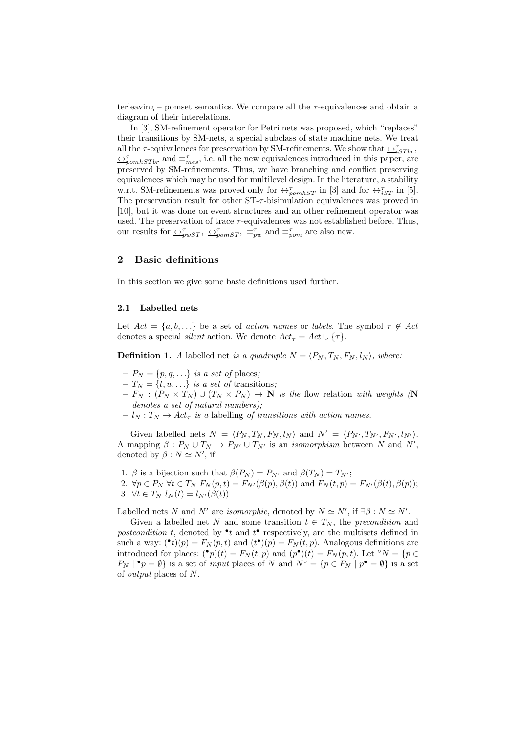terleaving – pomset semantics. We compare all the $\tau$-equivalences and obtain a diagram of their interelations.

In [3], SM-refinement operator for Petri nets was proposed, which "replaces" their transitions by SM-nets, a special subclass of state machine nets. We treat all the $\tau$-equivalences for preservation by SM-refinements. We show that $\underline{\leftrightarrow}^{\tau}_{iSTbr}$, $\underline{\leftrightarrow}^{\tau}_{pomhSTbr}$ and $\equiv^{\tau}_{mes}$, i.e. all the new equivalences introduced in this paper, are preserved by SM-refinements. Thus, we have branching and conflict preserving equivalences which may be used for multilevel design. In the literature, a stability w.r.t. SM-refinements was proved only for $\underline{\leftrightarrow}^{\tau}_{pomhST}$ in [3] and for $\underline{\leftrightarrow}^{\tau}_{iST}$ in [5]. The preservation result for other ST-$\tau$-bisimulation equivalences was proved in [10], but it was done on event structures and an other refinement operator was used. The preservation of trace $\tau$-equivalences was not established before. Thus, our results for $\underline{\leftrightarrow}^{\tau}_{pwST}$, $\underline{\leftrightarrow}^{\tau}_{pomST}$, $\equiv^{\tau}_{pw}$ and $\equiv^{\tau}_{pom}$ are also new.

## 2 Basic definitions

In this section we give some basic definitions used further.

### 2.1 Labelled nets

Let $Act = \{a, b, \ldots\}$ be a set of *action names* or *labels*. The symbol $\tau \notin Act$ denotes a special *silent* action. We denote $Act_\tau = Act \cup \{\tau\}$.

**Definition 1.** *A* labelled net *is a quadruple* $N = \langle P_N, T_N, F_N, l_N \rangle$*, where:*

- $P_N = \{p, q, \ldots\}$ *is a set of* places*;*
- $T_N = \{t, u, \ldots\}$ *is a set of* transitions*;*
- $F_N : (P_N \times T_N) \cup (T_N \times P_N) \to \mathbf{N}$ *is the* flow relation *with weights (*$\mathbf{N}$ *denotes a set of natural numbers);*
- $l_N : T_N \to Act_\tau$ *is a* labelling *of transitions with action names.*

Given labelled nets $N = \langle P_N, T_N, F_N, l_N \rangle$ and $N' = \langle P_{N'}, T_{N'}, F_{N'}, l_{N'} \rangle$. A mapping $\beta : P_N \cup T_N \to P_{N'} \cup T_{N'}$ is an *isomorphism* between $N$ and $N'$, denoted by $\beta : N \simeq N'$, if:

1. $\beta$ is a bijection such that $\beta(P_N) = P_{N'}$ and $\beta(T_N) = T_{N'}$;
2. $\forall p \in P_N \; \forall t \in T_N \; F_N(p, t) = F_{N'}(\beta(p), \beta(t))$ and $F_N(t, p) = F_{N'}(\beta(t), \beta(p))$;
3. $\forall t \in T_N \; l_N(t) = l_{N'}(\beta(t))$.

Labelled nets $N$ and $N'$ are *isomorphic*, denoted by $N \simeq N'$, if $\exists \beta : N \simeq N'$.

Given a labelled net $N$ and some transition $t \in T_N$, the *precondition* and *postcondition* $t$, denoted by ${}^\bullet t$ and $t^\bullet$ respectively, are the multisets defined in such a way: $({}^\bullet t)(p) = F_N(p, t)$ and $(t^\bullet)(p) = F_N(t, p)$. Analogous definitions are introduced for places: $({}^\bullet p)(t) = F_N(t, p)$ and $(p^\bullet)(t) = F_N(p, t)$. Let ${}^\circ N = \{p \in P_N \mid {}^\bullet p = \emptyset\}$ is a set of *input* places of $N$ and $N^\circ = \{p \in P_N \mid p^\bullet = \emptyset\}$ is a set of *output* places of $N$.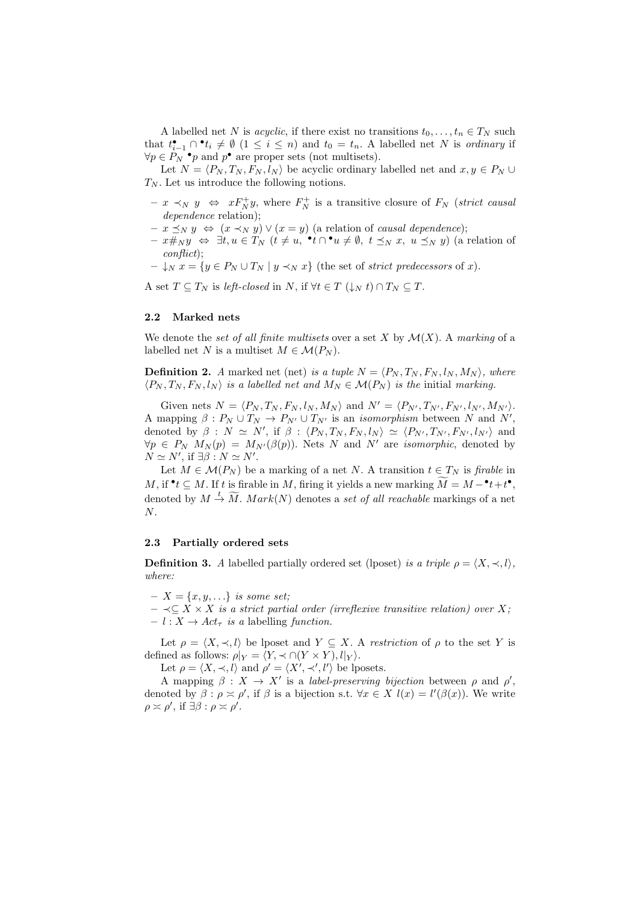A labelled net $N$ is *acyclic*, if there exist no transitions $t_0, \ldots, t_n \in T_N$ such that $t_{i-1}^{\bullet} \cap {}^{\bullet}t_i \neq \emptyset$ $(1 \leq i \leq n)$ and $t_0 = t_n$. A labelled net $N$ is *ordinary* if $\forall p \in P_N$ ${}^{\bullet}p$ and $p^{\bullet}$ are proper sets (not multisets).

Let $N = \langle P_N, T_N, F_N, l_N \rangle$ be acyclic ordinary labelled net and $x, y \in P_N \cup T_N$. Let us introduce the following notions.

- $x \prec_N y \;\Leftrightarrow\; x F_N^{+} y$, where $F_N^{+}$ is a transitive closure of $F_N$ (*strict causal dependence* relation);
- $x \preceq_N y \;\Leftrightarrow\; (x \prec_N y) \vee (x = y)$ (a relation of *causal dependence*);
- $x \#_N y \;\Leftrightarrow\; \exists t, u \in T_N$ $(t \neq u,\ {}^{\bullet}t \cap {}^{\bullet}u \neq \emptyset,\ t \preceq_N x,\ u \preceq_N y)$ (a relation of *conflict*);
- $\downarrow_N x = \{y \in P_N \cup T_N \mid y \prec_N x\}$ (the set of *strict predecessors* of $x$).

A set $T \subseteq T_N$ is *left-closed* in $N$, if $\forall t \in T$ $(\downarrow_N t) \cap T_N \subseteq T$.

### 2.2 Marked nets

We denote the *set of all finite multisets* over a set $X$ by $\mathcal{M}(X)$. A *marking* of a labelled net $N$ is a multiset $M \in \mathcal{M}(P_N)$.

**Definition 2.** *A* marked net (net) *is a tuple* $N = \langle P_N, T_N, F_N, l_N, M_N \rangle$*, where* $\langle P_N, T_N, F_N, l_N \rangle$ *is a labelled net and* $M_N \in \mathcal{M}(P_N)$ *is the* initial *marking.*

Given nets $N = \langle P_N, T_N, F_N, l_N, M_N \rangle$ and $N' = \langle P_{N'}, T_{N'}, F_{N'}, l_{N'}, M_{N'} \rangle$. A mapping $\beta : P_N \cup T_N \to P_{N'} \cup T_{N'}$ is an *isomorphism* between $N$ and $N'$, denoted by $\beta : N \simeq N'$, if $\beta : \langle P_N, T_N, F_N, l_N \rangle \simeq \langle P_{N'}, T_{N'}, F_{N'}, l_{N'} \rangle$ and $\forall p \in P_N$ $M_N(p) = M_{N'}(\beta(p))$. Nets $N$ and $N'$ are *isomorphic*, denoted by $N \simeq N'$, if $\exists \beta : N \simeq N'$.

Let $M \in \mathcal{M}(P_N)$ be a marking of a net $N$. A transition $t \in T_N$ is *firable* in $M$, if ${}^{\bullet}t \subseteq M$. If $t$ is firable in $M$, firing it yields a new marking $\widetilde{M} = M - {}^{\bullet}t + t^{\bullet}$, denoted by $M \xrightarrow{t} \widetilde{M}$. $Mark(N)$ denotes a *set of all reachable* markings of a net $N$.

### 2.3 Partially ordered sets

**Definition 3.** *A* labelled partially ordered set (lposet) *is a triple* $\rho = \langle X, \prec, l \rangle$*, where:*

- $X = \{x, y, \ldots\}$ *is some set;*
- $\prec \subseteq X \times X$ *is a strict partial order (irreflexive transitive relation) over* $X$*;*
- $l : X \to Act_{\tau}$ *is a labelling function.*

Let $\rho = \langle X, \prec, l \rangle$ be lposet and $Y \subseteq X$. A *restriction* of $\rho$ to the set $Y$ is defined as follows: $\rho|_Y = \langle Y, \prec \cap (Y \times Y), l|_Y \rangle$.

Let $\rho = \langle X, \prec, l \rangle$ and $\rho' = \langle X', \prec', l' \rangle$ be lposets.

A mapping $\beta : X \to X'$ is a *label-preserving bijection* between $\rho$ and $\rho'$, denoted by $\beta : \rho \asymp \rho'$, if $\beta$ is a bijection s.t. $\forall x \in X$ $l(x) = l'(\beta(x))$. We write $\rho \asymp \rho'$, if $\exists \beta : \rho \asymp \rho'$.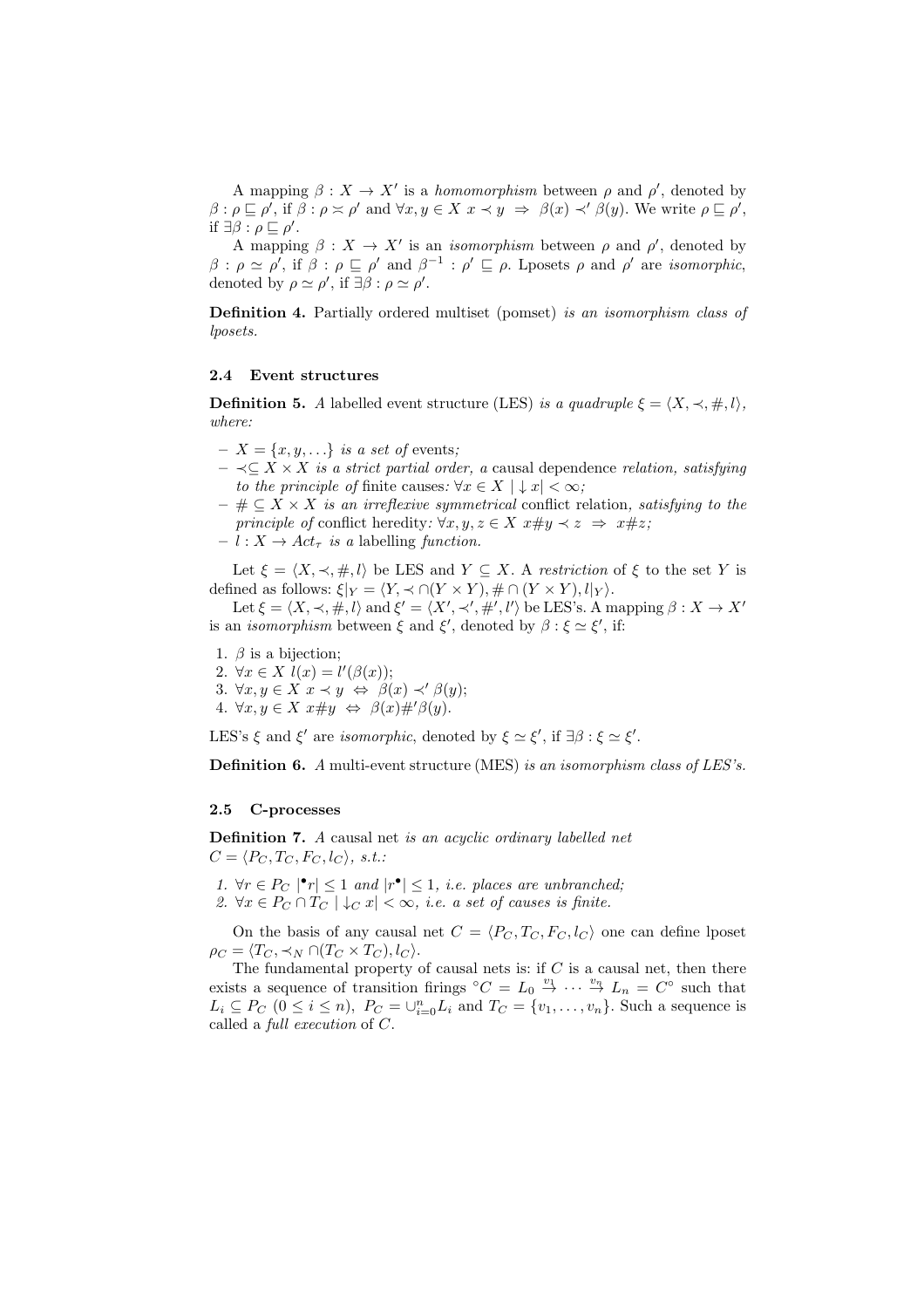A mapping $\beta : X \to X'$ is a *homomorphism* between $\rho$ and $\rho'$, denoted by $\beta : \rho \sqsubseteq \rho'$, if $\beta : \rho \asymp \rho'$ and $\forall x, y \in X \; x \prec y \;\Rightarrow\; \beta(x) \prec' \beta(y)$. We write $\rho \sqsubseteq \rho'$, if $\exists \beta : \rho \sqsubseteq \rho'$.

A mapping $\beta : X \to X'$ is an *isomorphism* between $\rho$ and $\rho'$, denoted by $\beta : \rho \simeq \rho'$, if $\beta : \rho \sqsubseteq \rho'$ and $\beta^{-1} : \rho' \sqsubseteq \rho$. Lposets $\rho$ and $\rho'$ are *isomorphic*, denoted by $\rho \simeq \rho'$, if $\exists \beta : \rho \simeq \rho'$.

**Definition 4.** Partially ordered multiset (pomset) *is an isomorphism class of lposets.*

### 2.4 Event structures

**Definition 5.** *A* labelled event structure (LES) *is a quadruple* $\xi = \langle X, \prec, \#, l \rangle$, *where:*

- $X = \{x, y, \ldots\}$ *is a set of* events*;*
- $\prec \subseteq X \times X$ *is a strict partial order, a* causal dependence *relation, satisfying to the principle of* finite causes*:* $\forall x \in X \; |\downarrow x| < \infty$*;*
- $\# \subseteq X \times X$ *is an irreflexive symmetrical* conflict relation*, satisfying to the principle of* conflict heredity*:* $\forall x, y, z \in X \; x \# y \prec z \;\Rightarrow\; x \# z$*;*
- $l : X \to Act_\tau$ *is a* labelling *function.*

Let $\xi = \langle X, \prec, \#, l \rangle$ be LES and $Y \subseteq X$. A *restriction* of $\xi$ to the set $Y$ is defined as follows: $\xi|_Y = \langle Y, \prec \cap (Y \times Y), \# \cap (Y \times Y), l|_Y \rangle$.

Let $\xi = \langle X, \prec, \#, l \rangle$ and $\xi' = \langle X', \prec', \#', l' \rangle$ be LES's. A mapping $\beta : X \to X'$ is an *isomorphism* between $\xi$ and $\xi'$, denoted by $\beta : \xi \simeq \xi'$, if:

1. $\beta$ is a bijection;
2. $\forall x \in X \; l(x) = l'(\beta(x))$;
3. $\forall x, y \in X \; x \prec y \;\Leftrightarrow\; \beta(x) \prec' \beta(y)$;
4. $\forall x, y \in X \; x \# y \;\Leftrightarrow\; \beta(x) \#' \beta(y)$.

LES's $\xi$ and $\xi'$ are *isomorphic*, denoted by $\xi \simeq \xi'$, if $\exists \beta : \xi \simeq \xi'$.

**Definition 6.** *A* multi-event structure (MES) *is an isomorphism class of LES's.*

### 2.5 C-processes

**Definition 7.** *A* causal net *is an acyclic ordinary labelled net* $C = \langle P_C, T_C, F_C, l_C \rangle$*, s.t.:*

1. $\forall r \in P_C \; |{}^\bullet r| \leq 1$ *and* $|r^\bullet| \leq 1$*, i.e. places are unbranched;*
2. $\forall x \in P_C \cap T_C \; |\downarrow_C x| < \infty$*, i.e. a set of causes is finite.*

On the basis of any causal net $C = \langle P_C, T_C, F_C, l_C \rangle$ one can define lposet $\rho_C = \langle T_C, \prec_N \cap (T_C \times T_C), l_C \rangle$.

The fundamental property of causal nets is: if $C$ is a causal net, then there exists a sequence of transition firings ${}^\circ C = L_0 \stackrel{v_1}{\to} \cdots \stackrel{v_n}{\to} L_n = C^\circ$ such that $L_i \subseteq P_C$ $(0 \leq i \leq n)$, $P_C = \cup_{i=0}^n L_i$ and $T_C = \{v_1, \ldots, v_n\}$. Such a sequence is called a *full execution* of $C$.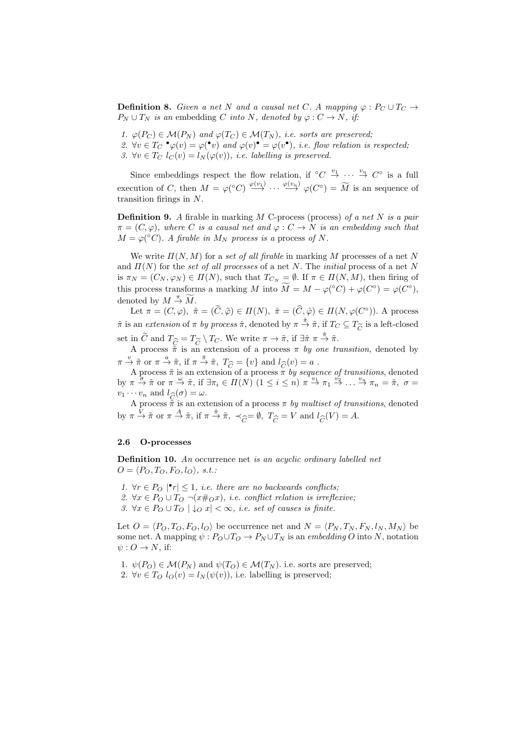**Definition 8.** *Given a net $N$ and a causal net $C$. A mapping $\varphi : P_C \cup T_C \to P_N \cup T_N$ is an* embedding *$C$ into $N$, denoted by $\varphi : C \to N$, if:*

1. *$\varphi(P_C) \in \mathcal{M}(P_N)$ and $\varphi(T_C) \in \mathcal{M}(T_N)$, i.e. sorts are preserved;*
2. *$\forall v \in T_C$ ${}^\bullet\varphi(v) = \varphi({}^\bullet v)$ and $\varphi(v)^\bullet = \varphi(v^\bullet)$, i.e. flow relation is respected;*
3. *$\forall v \in T_C$ $l_C(v) = l_N(\varphi(v))$, i.e. labelling is preserved.*

Since embeddings respect the flow relation, if ${}^\circ C \xrightarrow{v_1} \cdots \xrightarrow{v_n} C^\circ$ is a full execution of $C$, then $M = \varphi({}^\circ C) \xrightarrow{\varphi(v_1)} \cdots \xrightarrow{\varphi(v_n)} \varphi(C^\circ) = \widetilde{M}$ is an sequence of transition firings in $N$.

**Definition 9.** *A firable in marking $M$ C-process (process) of a net $N$ is a pair $\pi = (C, \varphi)$, where $C$ is a causal net and $\varphi : C \to N$ is an embedding such that $M = \varphi({}^\circ C)$. A firable in $M_N$ process is a* process *of $N$.*

We write $\Pi(N, M)$ for a *set of all firable* in marking $M$ processes of a net $N$ and $\Pi(N)$ for the *set of all processes* of a net $N$. The *initial* process of a net $N$ is $\pi_N = (C_N, \varphi_N) \in \Pi(N)$, such that $T_{C_N} = \emptyset$. If $\pi \in \Pi(N, M)$, then firing of this process transforms a marking $M$ into $\widetilde{M} = M - \varphi({}^\circ C) + \varphi(C^\circ) = \varphi(C^\circ)$, denoted by $M \xrightarrow{\pi} \widetilde{M}$.

Let $\pi = (C, \varphi),\ \tilde{\pi} = (\widetilde{C}, \tilde{\varphi}) \in \Pi(N),\ \hat{\pi} = (\widehat{C}, \hat{\varphi}) \in \Pi(N, \varphi(C^\circ))$. A process $\tilde{\pi}$ is an *extension* of $\pi$ *by process* $\hat{\pi}$, denoted by $\pi \xrightarrow{\hat{\pi}} \tilde{\pi}$, if $T_C \subseteq T_{\widetilde{C}}$ is a left-closed set in $\widetilde{C}$ and $T_{\widehat{C}} = T_{\widetilde{C}} \setminus T_C$. We write $\pi \to \tilde{\pi}$, if $\exists \hat{\pi}\ \pi \xrightarrow{\hat{\pi}} \tilde{\pi}$.

A process $\tilde{\pi}$ is an extension of a process $\pi$ *by one transition*, denoted by $\pi \xrightarrow{v} \tilde{\pi}$ or $\pi \xrightarrow{a} \tilde{\pi}$, if $\pi \xrightarrow{\hat{\pi}} \tilde{\pi},\ T_{\widehat{C}} = \{v\}$ and $l_{\widehat{C}}(v) = a$ .

A process $\tilde{\pi}$ is an extension of a process $\pi$ *by sequence of transitions*, denoted by $\pi \xrightarrow{\sigma} \tilde{\pi}$ or $\pi \xrightarrow{\omega} \tilde{\pi}$, if $\exists \pi_i \in \Pi(N)$ $(1 \le i \le n)$ $\pi \xrightarrow{v_1} \pi_1 \xrightarrow{v_2} \dots \xrightarrow{v_n} \pi_n = \tilde{\pi},\ \sigma = v_1 \cdots v_n$ and $l_{\widehat{C}}(\sigma) = \omega$.

A process $\tilde{\pi}$ is an extension of a process $\pi$ *by multiset of transitions*, denoted by $\pi \xrightarrow{V} \tilde{\pi}$ or $\pi \xrightarrow{A} \tilde{\pi}$, if $\pi \xrightarrow{\hat{\pi}} \tilde{\pi},\ \prec_{\widehat{C}} = \emptyset,\ T_{\widehat{C}} = V$ and $l_{\widehat{C}}(V) = A$.

### 2.6 O-processes

**Definition 10.** *An* occurrence net *is an acyclic ordinary labelled net $O = \langle P_O, T_O, F_O, l_O \rangle$, s.t.:*

1. *$\forall r \in P_O\ |{}^\bullet r| \le 1$, i.e. there are no backwards conflicts;*
2. *$\forall x \in P_O \cup T_O\ \neg(x \#_O x)$, i.e. conflict relation is irreflexive;*
3. *$\forall x \in P_O \cup T_O\ |\downarrow_O x| < \infty$, i.e. set of causes is finite.*

Let $O = \langle P_O, T_O, F_O, l_O \rangle$ be occurrence net and $N = \langle P_N, T_N, F_N, l_N, M_N \rangle$ be some net. A mapping $\psi : P_O \cup T_O \to P_N \cup T_N$ is an *embedding* $O$ into $N$, notation $\psi : O \to N$, if:

1. $\psi(P_O) \in \mathcal{M}(P_N)$ and $\psi(T_O) \in \mathcal{M}(T_N)$. i.e. sorts are preserved;
2. $\forall v \in T_O\ l_O(v) = l_N(\psi(v))$, i.e. labelling is preserved;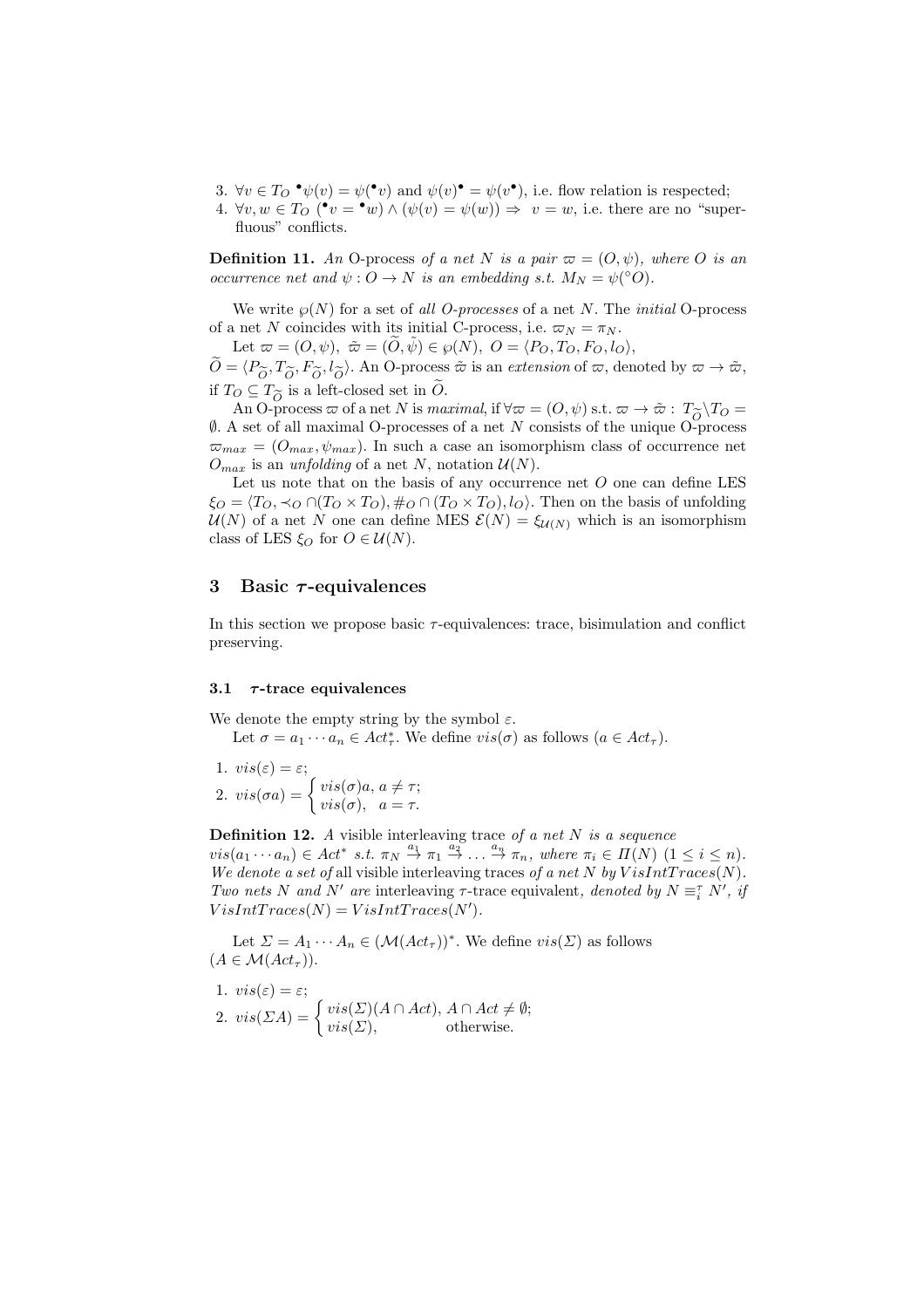3. $\forall v \in T_O \ {}^\bullet\psi(v) = \psi({}^\bullet v)$ and $\psi(v)^\bullet = \psi(v^\bullet)$, i.e. flow relation is respected;
4. $\forall v, w \in T_O \ ({}^\bullet v = {}^\bullet w) \wedge (\psi(v) = \psi(w)) \Rightarrow \ v = w$, i.e. there are no "superfluous" conflicts.

**Definition 11.** *An* O-process *of a net $N$ is a pair $\varpi = (O, \psi)$, where $O$ is an occurrence net and $\psi : O \to N$ is an embedding s.t. $M_N = \psi({}^\circ O)$.*

We write $\wp(N)$ for a set of *all O-processes* of a net $N$. The *initial* O-process of a net $N$ coincides with its initial C-process, i.e. $\varpi_N = \pi_N$.

Let $\varpi = (O, \psi), \ \tilde{\varpi} = (\widetilde{O}, \tilde{\psi}) \in \wp(N), \ O = \langle P_O, T_O, F_O, l_O \rangle$, $\widetilde{O} = \langle P_{\widetilde{O}}, T_{\widetilde{O}}, F_{\widetilde{O}}, l_{\widetilde{O}} \rangle$. An O-process $\tilde{\varpi}$ is an *extension* of $\varpi$, denoted by $\varpi \to \tilde{\varpi}$, if $T_O \subseteq T_{\widetilde{O}}$ is a left-closed set in $\widetilde{O}$.

An O-process $\varpi$ of a net $N$ is *maximal*, if $\forall \varpi = (O, \psi)$ s.t. $\varpi \to \tilde{\varpi} : \ T_{\widetilde{O}} \setminus T_O = \emptyset$. A set of all maximal O-processes of a net $N$ consists of the unique O-process $\varpi_{max} = (O_{max}, \psi_{max})$. In such a case an isomorphism class of occurrence net $O_{max}$ is an *unfolding* of a net $N$, notation $\mathcal{U}(N)$.

Let us note that on the basis of any occurrence net $O$ one can define LES $\xi_O = \langle T_O, \prec_O \cap (T_O \times T_O), \#_O \cap (T_O \times T_O), l_O \rangle$. Then on the basis of unfolding $\mathcal{U}(N)$ of a net $N$ one can define MES $\mathcal{E}(N) = \xi_{\mathcal{U}(N)}$ which is an isomorphism class of LES $\xi_O$ for $O \in \mathcal{U}(N)$.

## 3 Basic $\tau$-equivalences

In this section we propose basic $\tau$-equivalences: trace, bisimulation and conflict preserving.

### 3.1 $\tau$-trace equivalences

We denote the empty string by the symbol $\varepsilon$.

Let $\sigma = a_1 \cdots a_n \in Act_\tau^*$. We define $vis(\sigma)$ as follows ($a \in Act_\tau$).

1. $vis(\varepsilon) = \varepsilon$;
2. $vis(\sigma a) = \begin{cases} vis(\sigma)a, & a \neq \tau; \\ vis(\sigma), & a = \tau. \end{cases}$

**Definition 12.** *A* visible interleaving trace *of a net $N$ is a sequence $vis(a_1 \cdots a_n) \in Act^*$ s.t. $\pi_N \stackrel{a_1}{\to} \pi_1 \stackrel{a_2}{\to} \ldots \stackrel{a_n}{\to} \pi_n$, where $\pi_i \in \Pi(N)$ $(1 \leq i \leq n)$. We denote a set of* all visible interleaving traces *of a net $N$ by $VisIntTraces(N)$. Two nets $N$ and $N'$ are* interleaving $\tau$-trace equivalent, *denoted by $N \equiv_i^\tau N'$, if $VisIntTraces(N) = VisIntTraces(N')$.*

Let $\Sigma = A_1 \cdots A_n \in (\mathcal{M}(Act_\tau))^*$. We define $vis(\Sigma)$ as follows ($A \in \mathcal{M}(Act_\tau)$).

1. $vis(\varepsilon) = \varepsilon$;
2. $vis(\Sigma A) = \begin{cases} vis(\Sigma)(A \cap Act), & A \cap Act \neq \emptyset; \\ vis(\Sigma), & \text{otherwise.} \end{cases}$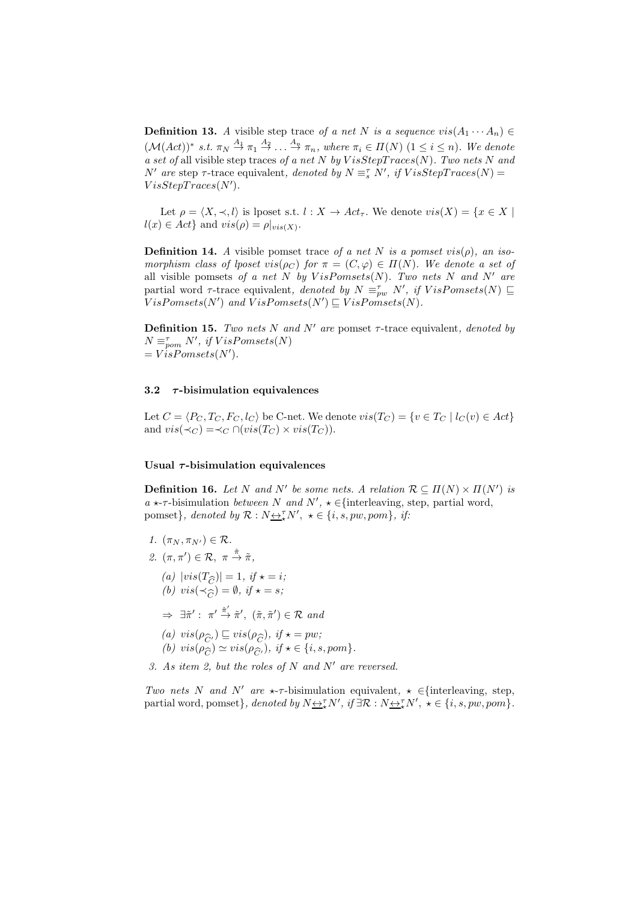**Definition 13.** *A* visible step trace *of a net $N$ is a sequence $vis(A_1 \cdots A_n) \in (\mathcal{M}(Act))^*$ s.t. $\pi_N \stackrel{A_1}{\to} \pi_1 \stackrel{A_2}{\to} \ldots \stackrel{A_n}{\to} \pi_n$, where $\pi_i \in \Pi(N)$ $(1 \le i \le n)$. We denote a set of* all visible step traces *of a net $N$ by $VisStepTraces(N)$. Two nets $N$ and $N'$ are* step $\tau$-trace equivalent*, denoted by $N \equiv_s^\tau N'$, if $VisStepTraces(N) = VisStepTraces(N')$.*

Let $\rho = \langle X, \prec, l \rangle$ is lposet s.t. $l : X \to Act_\tau$. We denote $vis(X) = \{x \in X \mid l(x) \in Act\}$ and $vis(\rho) = \rho|_{vis(X)}$.

**Definition 14.** *A* visible pomset trace *of a net $N$ is a pomset $vis(\rho)$, an isomorphism class of lposet $vis(\rho_C)$ for $\pi = (C, \varphi) \in \Pi(N)$. We denote a set of* all visible pomsets *of a net $N$ by $VisPomsets(N)$. Two nets $N$ and $N'$ are* partial word $\tau$-trace equivalent*, denoted by $N \equiv_{pw}^\tau N'$, if $VisPomsets(N) \sqsubseteq VisPomsets(N')$ and $VisPomsets(N') \sqsubseteq VisPomsets(N)$.*

**Definition 15.** *Two nets $N$ and $N'$ are* pomset $\tau$-trace equivalent*, denoted by $N \equiv_{pom}^\tau N'$, if $VisPomsets(N)$ $= VisPomsets(N')$.*

### 3.2 $\tau$-bisimulation equivalences

Let $C = \langle P_C, T_C, F_C, l_C \rangle$ be C-net. We denote $vis(T_C) = \{v \in T_C \mid l_C(v) \in Act\}$ and $vis(\prec_C) = \prec_C \cap (vis(T_C) \times vis(T_C))$.

#### Usual $\tau$-bisimulation equivalences

**Definition 16.** *Let $N$ and $N'$ be some nets. A relation $\mathcal{R} \subseteq \Pi(N) \times \Pi(N')$ is a* $\star$-$\tau$-bisimulation *between $N$ and $N'$, $\star \in$*{interleaving, step, partial word, pomset}*, denoted by $\mathcal{R} : N \underline{\leftrightarrow}_\star^\tau N'$, $\star \in \{i, s, pw, pom\}$, if:*

1. $(\pi_N, \pi_{N'}) \in \mathcal{R}$.
2. $(\pi, \pi') \in \mathcal{R}$, $\pi \stackrel{\hat{\pi}}{\to} \tilde{\pi}$,
   - (a) $|vis(T_{\widehat{C}})| = 1$, *if* $\star = i$;
   - (b) $vis(\prec_{\widehat{C}}) = \emptyset$, *if* $\star = s$;

   $\Rightarrow \exists \tilde{\pi}' :\ \pi' \stackrel{\hat{\pi}'}{\to} \tilde{\pi}',\ (\tilde{\pi}, \tilde{\pi}') \in \mathcal{R}$ *and*

   - (a) $vis(\rho_{\widehat{C}'}) \sqsubseteq vis(\rho_{\widehat{C}})$, *if* $\star = pw$;
   - (b) $vis(\rho_{\widehat{C}}) \simeq vis(\rho_{\widehat{C}'})$, *if* $\star \in \{i, s, pom\}$.
3. *As item 2, but the roles of $N$ and $N'$ are reversed.*

*Two nets $N$ and $N'$ are* $\star$-$\tau$-bisimulation equivalent*, $\star \in$*{interleaving, step, partial word, pomset}*, denoted by $N \underline{\leftrightarrow}_\star^\tau N'$, if $\exists \mathcal{R} : N \underline{\leftrightarrow}_\star^\tau N'$, $\star \in \{i, s, pw, pom\}$.*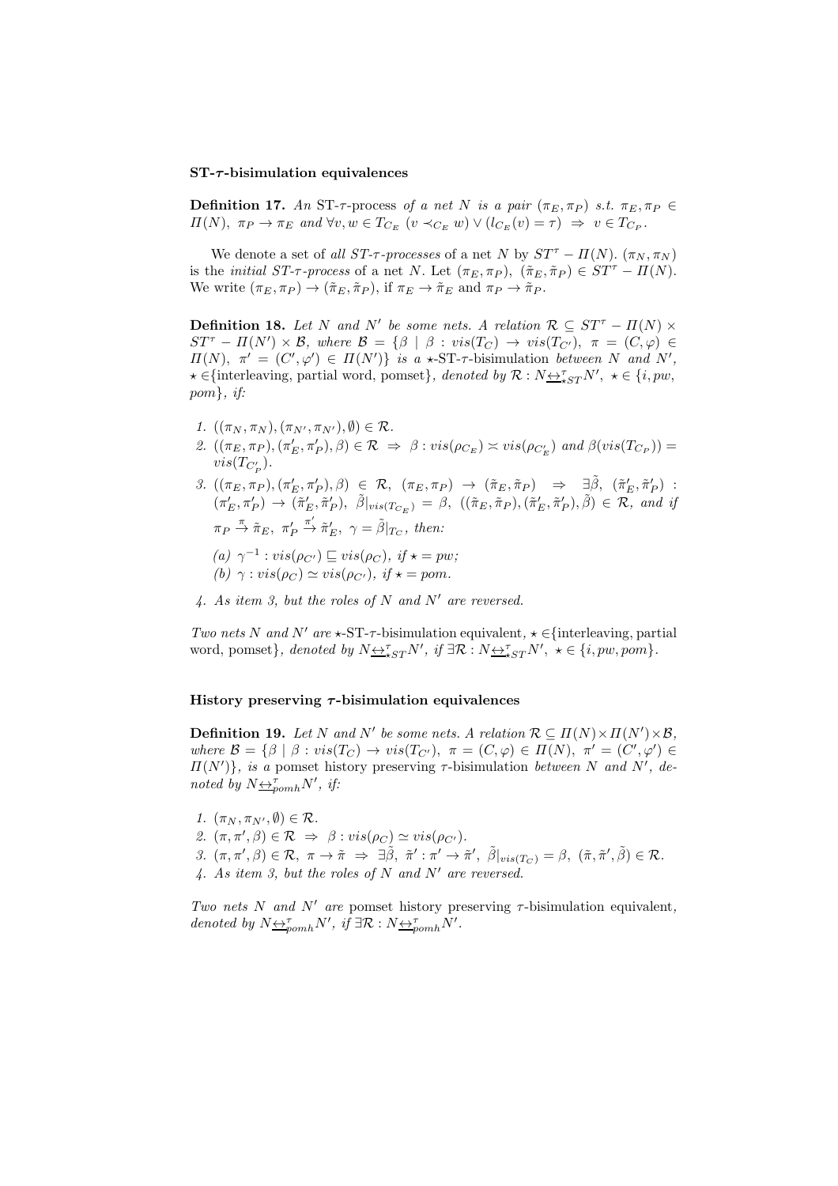**ST-$\tau$-bisimulation equivalences**

**Definition 17.** *An* ST-$\tau$-process *of a net $N$ is a pair $(\pi_E, \pi_P)$ s.t. $\pi_E, \pi_P \in \Pi(N)$, $\pi_P \to \pi_E$ and $\forall v, w \in T_{C_E}$ $(v \prec_{C_E} w) \vee (l_{C_E}(v) = \tau) \Rightarrow v \in T_{C_P}$.*

We denote a set of *all ST-$\tau$-processes* of a net $N$ by $ST^\tau - \Pi(N)$. $(\pi_N, \pi_N)$ is the *initial ST-$\tau$-process* of a net $N$. Let $(\pi_E, \pi_P)$, $(\tilde{\pi}_E, \tilde{\pi}_P) \in ST^\tau - \Pi(N)$. We write $(\pi_E, \pi_P) \to (\tilde{\pi}_E, \tilde{\pi}_P)$, if $\pi_E \to \tilde{\pi}_E$ and $\pi_P \to \tilde{\pi}_P$.

**Definition 18.** *Let $N$ and $N'$ be some nets. A relation $\mathcal{R} \subseteq ST^\tau - \Pi(N) \times ST^\tau - \Pi(N') \times \mathcal{B}$, where $\mathcal{B} = \{\beta \mid \beta : vis(T_C) \to vis(T_{C'}),\ \pi = (C, \varphi) \in \Pi(N),\ \pi' = (C', \varphi') \in \Pi(N')\}$ is a $\star$-ST-$\tau$-bisimulation between $N$ and $N'$, $\star \in$*{interleaving, partial word, pomset}*, denoted by $\mathcal{R} : N \underline{\leftrightarrow}^\tau_{\star ST} N'$, $\star \in \{i, pw, pom\}$, if:*

1. $((\pi_N, \pi_N), (\pi_{N'}, \pi_{N'}), \emptyset) \in \mathcal{R}$.
2. $((\pi_E, \pi_P), (\pi'_E, \pi'_P), \beta) \in \mathcal{R} \Rightarrow \beta : vis(\rho_{C_E}) \asymp vis(\rho_{C'_E})$ *and* $\beta(vis(T_{C_P})) = vis(T_{C'_P})$.
3. $((\pi_E, \pi_P), (\pi'_E, \pi'_P), \beta) \in \mathcal{R},\ (\pi_E, \pi_P) \to (\tilde{\pi}_E, \tilde{\pi}_P) \Rightarrow \exists \tilde{\beta},\ (\tilde{\pi}'_E, \tilde{\pi}'_P) : (\pi'_E, \pi'_P) \to (\tilde{\pi}'_E, \tilde{\pi}'_P),\ \tilde{\beta}|_{vis(T_{C_E})} = \beta,\ ((\tilde{\pi}_E, \tilde{\pi}_P), (\tilde{\pi}'_E, \tilde{\pi}'_P), \tilde{\beta}) \in \mathcal{R}$, *and if* $\pi_P \stackrel{\pi}{\to} \tilde{\pi}_E,\ \pi'_P \stackrel{\pi'}{\to} \tilde{\pi}'_E,\ \gamma = \tilde{\beta}|_{T_C}$, *then:*
   (a) $\gamma^{-1} : vis(\rho_{C'}) \sqsubseteq vis(\rho_C)$, *if* $\star = pw$;
   (b) $\gamma : vis(\rho_C) \simeq vis(\rho_{C'})$, *if* $\star = pom$.
4. *As item 3, but the roles of $N$ and $N'$ are reversed.*

*Two nets $N$ and $N'$ are* $\star$-ST-$\tau$-bisimulation equivalent, $\star \in$ {interleaving, partial word, pomset}, *denoted by $N \underline{\leftrightarrow}^\tau_{\star ST} N'$, if $\exists \mathcal{R} : N \underline{\leftrightarrow}^\tau_{\star ST} N'$, $\star \in \{i, pw, pom\}$.*

**History preserving $\tau$-bisimulation equivalences**

**Definition 19.** *Let $N$ and $N'$ be some nets. A relation $\mathcal{R} \subseteq \Pi(N) \times \Pi(N') \times \mathcal{B}$, where $\mathcal{B} = \{\beta \mid \beta : vis(T_C) \to vis(T_{C'}),\ \pi = (C, \varphi) \in \Pi(N),\ \pi' = (C', \varphi') \in \Pi(N')\}$, is a* pomset history preserving $\tau$-bisimulation *between $N$ and $N'$, denoted by $N \underline{\leftrightarrow}^\tau_{pomh} N'$, if:*

1. $(\pi_N, \pi_{N'}, \emptyset) \in \mathcal{R}$.
2. $(\pi, \pi', \beta) \in \mathcal{R} \Rightarrow \beta : vis(\rho_C) \simeq vis(\rho_{C'})$.
3. $(\pi, \pi', \beta) \in \mathcal{R},\ \pi \to \tilde{\pi} \Rightarrow \exists \tilde{\beta},\ \tilde{\pi}' : \pi' \to \tilde{\pi}',\ \tilde{\beta}|_{vis(T_C)} = \beta,\ (\tilde{\pi}, \tilde{\pi}', \tilde{\beta}) \in \mathcal{R}$.
4. *As item 3, but the roles of $N$ and $N'$ are reversed.*

*Two nets $N$ and $N'$ are* pomset history preserving $\tau$-bisimulation equivalent, *denoted by $N \underline{\leftrightarrow}^\tau_{pomh} N'$, if $\exists \mathcal{R} : N \underline{\leftrightarrow}^\tau_{pomh} N'$.*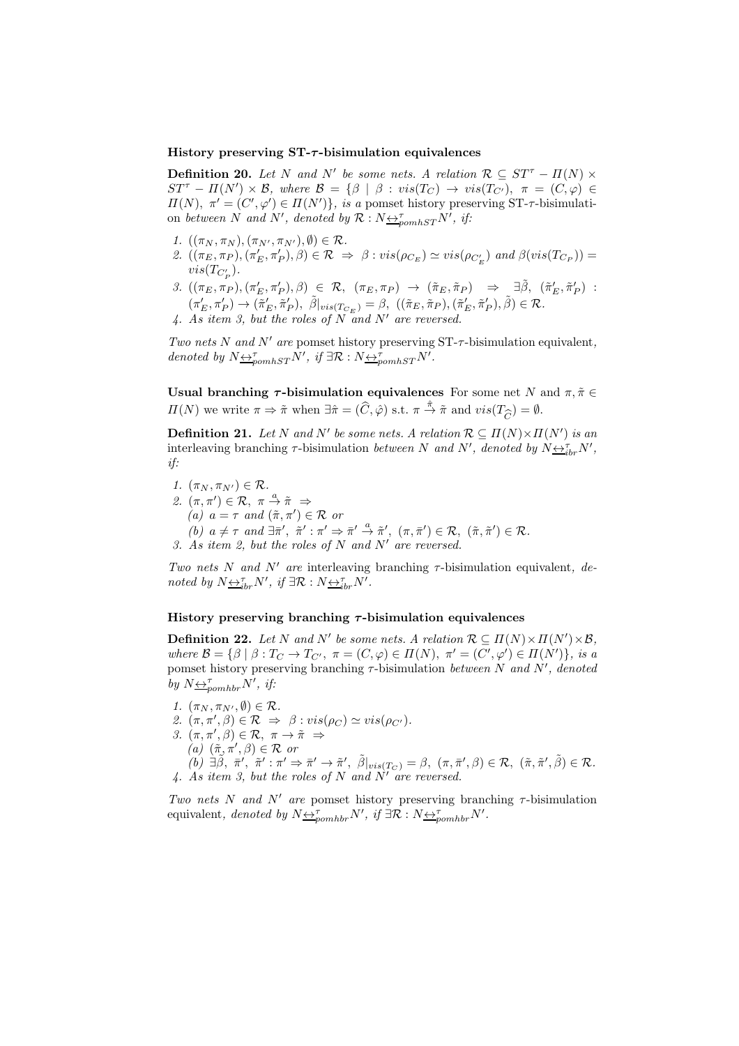#### History preserving ST-$\tau$-bisimulation equivalences

**Definition 20.** *Let $N$ and $N'$ be some nets. A relation $\mathcal{R} \subseteq ST^\tau - \Pi(N) \times ST^\tau - \Pi(N') \times \mathcal{B}$, where $\mathcal{B} = \{\beta \mid \beta : vis(T_C) \to vis(T_{C'}),\ \pi = (C, \varphi) \in \Pi(N),\ \pi' = (C', \varphi') \in \Pi(N')\}$, is a* pomset history preserving ST-$\tau$-bisimulation *between $N$ and $N'$, denoted by $\mathcal{R} : N \underline{\leftrightarrow}^\tau_{pomhST} N'$, if:*

1. *$((\pi_N, \pi_N), (\pi_{N'}, \pi_{N'}), \emptyset) \in \mathcal{R}$.*
2. *$((\pi_E, \pi_P), (\pi'_E, \pi'_P), \beta) \in \mathcal{R} \ \Rightarrow\ \beta : vis(\rho_{C_E}) \simeq vis(\rho_{C'_E})$ and $\beta(vis(T_{C_P})) = vis(T_{C'_P})$.*
3. *$((\pi_E, \pi_P), (\pi'_E, \pi'_P), \beta) \in \mathcal{R},\ (\pi_E, \pi_P) \to (\tilde{\pi}_E, \tilde{\pi}_P) \ \Rightarrow\ \exists \tilde{\beta},\ (\tilde{\pi}'_E, \tilde{\pi}'_P) : (\pi'_E, \pi'_P) \to (\tilde{\pi}'_E, \tilde{\pi}'_P),\ \tilde{\beta}|_{vis(T_{C_E})} = \beta,\ ((\tilde{\pi}_E, \tilde{\pi}_P), (\tilde{\pi}'_E, \tilde{\pi}'_P), \tilde{\beta}) \in \mathcal{R}$.*
4. *As item 3, but the roles of $N$ and $N'$ are reversed.*

*Two nets $N$ and $N'$ are* pomset history preserving ST-$\tau$-bisimulation equivalent*, denoted by $N \underline{\leftrightarrow}^\tau_{pomhST} N'$, if $\exists \mathcal{R} : N \underline{\leftrightarrow}^\tau_{pomhST} N'$.*

**Usual branching $\tau$-bisimulation equivalences** For some net $N$ and $\pi, \tilde{\pi} \in \Pi(N)$ we write $\pi \Rightarrow \tilde{\pi}$ when $\exists \hat{\pi} = (\widehat{C}, \hat{\varphi})$ s.t. $\pi \xrightarrow{\hat{\pi}} \tilde{\pi}$ and $vis(T_{\widehat{C}}) = \emptyset$.

**Definition 21.** *Let $N$ and $N'$ be some nets. A relation $\mathcal{R} \subseteq \Pi(N) \times \Pi(N')$ is an* interleaving branching $\tau$-bisimulation *between $N$ and $N'$, denoted by $N \underline{\leftrightarrow}^\tau_{ibr} N'$, if:*

1. *$(\pi_N, \pi_{N'}) \in \mathcal{R}$.*
2. *$(\pi, \pi') \in \mathcal{R},\ \pi \xrightarrow{a} \tilde{\pi} \ \Rightarrow$*
   *(a) $a = \tau$ and $(\tilde{\pi}, \pi') \in \mathcal{R}$ or*
   *(b) $a \neq \tau$ and $\exists \bar{\pi}',\ \tilde{\pi}' : \pi' \Rightarrow \bar{\pi}' \xrightarrow{a} \tilde{\pi}',\ (\pi, \bar{\pi}') \in \mathcal{R},\ (\tilde{\pi}, \tilde{\pi}') \in \mathcal{R}$.*
3. *As item 2, but the roles of $N$ and $N'$ are reversed.*

*Two nets $N$ and $N'$ are* interleaving branching $\tau$-bisimulation equivalent*, denoted by $N \underline{\leftrightarrow}^\tau_{ibr} N'$, if $\exists \mathcal{R} : N \underline{\leftrightarrow}^\tau_{ibr} N'$.*

#### History preserving branching $\tau$-bisimulation equivalences

**Definition 22.** *Let $N$ and $N'$ be some nets. A relation $\mathcal{R} \subseteq \Pi(N) \times \Pi(N') \times \mathcal{B}$, where $\mathcal{B} = \{\beta \mid \beta : T_C \to T_{C'},\ \pi = (C, \varphi) \in \Pi(N),\ \pi' = (C', \varphi') \in \Pi(N')\}$, is a* pomset history preserving branching $\tau$-bisimulation *between $N$ and $N'$, denoted by $N \underline{\leftrightarrow}^\tau_{pomhbr} N'$, if:*

1. *$(\pi_N, \pi_{N'}, \emptyset) \in \mathcal{R}$.*
2. *$(\pi, \pi', \beta) \in \mathcal{R} \ \Rightarrow\ \beta : vis(\rho_C) \simeq vis(\rho_{C'})$.*
3. *$(\pi, \pi', \beta) \in \mathcal{R},\ \pi \to \tilde{\pi} \ \Rightarrow$*
   *(a) $(\tilde{\pi}, \pi', \beta) \in \mathcal{R}$ or*
   *(b) $\exists \tilde{\beta},\ \bar{\pi}',\ \tilde{\pi}' : \pi' \Rightarrow \bar{\pi}' \to \tilde{\pi}',\ \tilde{\beta}|_{vis(T_C)} = \beta,\ (\pi, \bar{\pi}', \beta) \in \mathcal{R},\ (\tilde{\pi}, \tilde{\pi}', \tilde{\beta}) \in \mathcal{R}$.*
4. *As item 3, but the roles of $N$ and $N'$ are reversed.*

*Two nets $N$ and $N'$ are* pomset history preserving branching $\tau$-bisimulation equivalent*, denoted by $N \underline{\leftrightarrow}^\tau_{pomhbr} N'$, if $\exists \mathcal{R} : N \underline{\leftrightarrow}^\tau_{pomhbr} N'$.*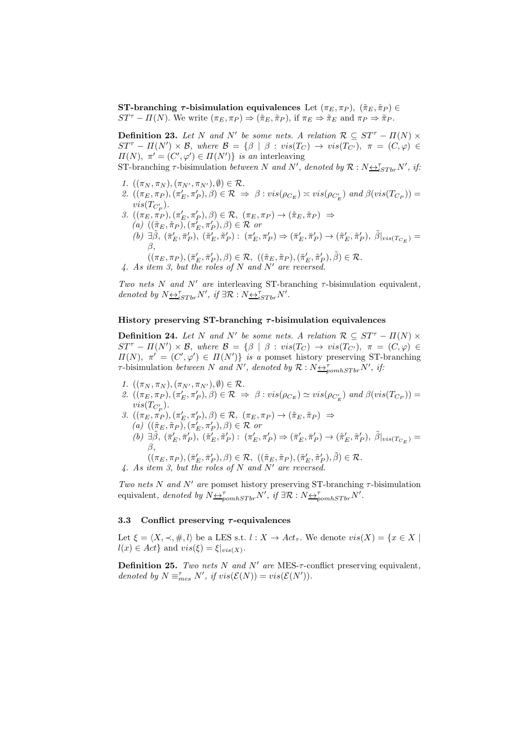**ST-branching $\tau$-bisimulation equivalences** Let $(\pi_E, \pi_P)$, $(\tilde{\pi}_E, \tilde{\pi}_P) \in ST^\tau - \Pi(N)$. We write $(\pi_E, \pi_P) \Rightarrow (\tilde{\pi}_E, \tilde{\pi}_P)$, if $\pi_E \Rightarrow \tilde{\pi}_E$ and $\pi_P \Rightarrow \tilde{\pi}_P$.

**Definition 23.** *Let $N$ and $N'$ be some nets. A relation $\mathcal{R} \subseteq ST^\tau - \Pi(N) \times ST^\tau - \Pi(N') \times \mathcal{B}$, where $\mathcal{B} = \{\beta \mid \beta : vis(T_C) \to vis(T_{C'}),\ \pi = (C, \varphi) \in \Pi(N),\ \pi' = (C', \varphi') \in \Pi(N')\}$ is an* interleaving ST-branching $\tau$-bisimulation *between $N$ and $N'$, denoted by $\mathcal{R} : N \underline{\leftrightarrow}^\tau_{iSTbr} N'$, if:*

1. *$((\pi_N, \pi_N), (\pi_{N'}, \pi_{N'}), \emptyset) \in \mathcal{R}$.*
2. *$((\pi_E, \pi_P), (\pi'_E, \pi'_P), \beta) \in \mathcal{R} \Rightarrow \beta : vis(\rho_{C_E}) \asymp vis(\rho_{C'_E})$ and $\beta(vis(T_{C_P})) = vis(T_{C'_P})$.*
3. *$((\pi_E, \pi_P), (\pi'_E, \pi'_P), \beta) \in \mathcal{R},\ (\pi_E, \pi_P) \to (\tilde{\pi}_E, \tilde{\pi}_P) \Rightarrow$*
   *(a) $((\tilde{\pi}_E, \tilde{\pi}_P), (\pi'_E, \pi'_P), \beta) \in \mathcal{R}$ or*
   *(b) $\exists \tilde{\beta},\ (\bar{\pi}'_E, \bar{\pi}'_P),\ (\tilde{\pi}'_E, \tilde{\pi}'_P) :\ (\pi'_E, \pi'_P) \Rightarrow (\bar{\pi}'_E, \bar{\pi}'_P) \to (\tilde{\pi}'_E, \tilde{\pi}'_P),\ \tilde{\beta}|_{vis(T_{C_E})} = \beta$,*
   *$((\pi_E, \pi_P), (\bar{\pi}'_E, \bar{\pi}'_P), \beta) \in \mathcal{R},\ ((\tilde{\pi}_E, \tilde{\pi}_P), (\tilde{\pi}'_E, \tilde{\pi}'_P), \tilde{\beta}) \in \mathcal{R}$.*
4. *As item 3, but the roles of $N$ and $N'$ are reversed.*

*Two nets $N$ and $N'$ are* interleaving ST-branching $\tau$-bisimulation equivalent*, denoted by $N \underline{\leftrightarrow}^\tau_{iSTbr} N'$, if $\exists \mathcal{R} : N \underline{\leftrightarrow}^\tau_{iSTbr} N'$.*

#### History preserving ST-branching $\tau$-bisimulation equivalences

**Definition 24.** *Let $N$ and $N'$ be some nets. A relation $\mathcal{R} \subseteq ST^\tau - \Pi(N) \times ST^\tau - \Pi(N') \times \mathcal{B}$, where $\mathcal{B} = \{\beta \mid \beta : vis(T_C) \to vis(T_{C'}),\ \pi = (C, \varphi) \in \Pi(N),\ \pi' = (C', \varphi') \in \Pi(N')\}$ is a* pomset history preserving ST-branching $\tau$-bisimulation *between $N$ and $N'$, denoted by $\mathcal{R} : N \underline{\leftrightarrow}^\tau_{pomhSTbr} N'$, if:*

1. *$((\pi_N, \pi_N), (\pi_{N'}, \pi_{N'}), \emptyset) \in \mathcal{R}$.*
2. *$((\pi_E, \pi_P), (\pi'_E, \pi'_P), \beta) \in \mathcal{R} \Rightarrow \beta : vis(\rho_{C_E}) \simeq vis(\rho_{C'_E})$ and $\beta(vis(T_{C_P})) = vis(T_{C'_P})$.*
3. *$((\pi_E, \pi_P), (\pi'_E, \pi'_P), \beta) \in \mathcal{R},\ (\pi_E, \pi_P) \to (\tilde{\pi}_E, \tilde{\pi}_P) \Rightarrow$*
   *(a) $((\tilde{\pi}_E, \tilde{\pi}_P), (\pi'_E, \pi'_P), \beta) \in \mathcal{R}$ or*
   *(b) $\exists \tilde{\beta},\ (\bar{\pi}'_E, \bar{\pi}'_P),\ (\tilde{\pi}'_E, \tilde{\pi}'_P) :\ (\pi'_E, \pi'_P) \Rightarrow (\bar{\pi}'_E, \bar{\pi}'_P) \to (\tilde{\pi}'_E, \tilde{\pi}'_P),\ \tilde{\beta}|_{vis(T_{C_E})} = \beta$,*
   *$((\pi_E, \pi_P), (\bar{\pi}'_E, \bar{\pi}'_P), \beta) \in \mathcal{R},\ ((\tilde{\pi}_E, \tilde{\pi}_P), (\tilde{\pi}'_E, \tilde{\pi}'_P), \tilde{\beta}) \in \mathcal{R}$.*
4. *As item 3, but the roles of $N$ and $N'$ are reversed.*

*Two nets $N$ and $N'$ are* pomset history preserving ST-branching $\tau$-bisimulation equivalent*, denoted by $N \underline{\leftrightarrow}^\tau_{pomhSTbr} N'$, if $\exists \mathcal{R} : N \underline{\leftrightarrow}^\tau_{pomhSTbr} N'$.*

### 3.3 Conflict preserving $\tau$-equivalences

Let $\xi = \langle X, \prec, \#, l \rangle$ be a LES s.t. $l : X \to Act_\tau$. We denote $vis(X) = \{x \in X \mid l(x) \in Act\}$ and $vis(\xi) = \xi|_{vis(X)}$.

**Definition 25.** *Two nets $N$ and $N'$ are* MES-$\tau$-conflict preserving equivalent*, denoted by $N \equiv^\tau_{mes} N'$, if $vis(\mathcal{E}(N)) = vis(\mathcal{E}(N'))$.*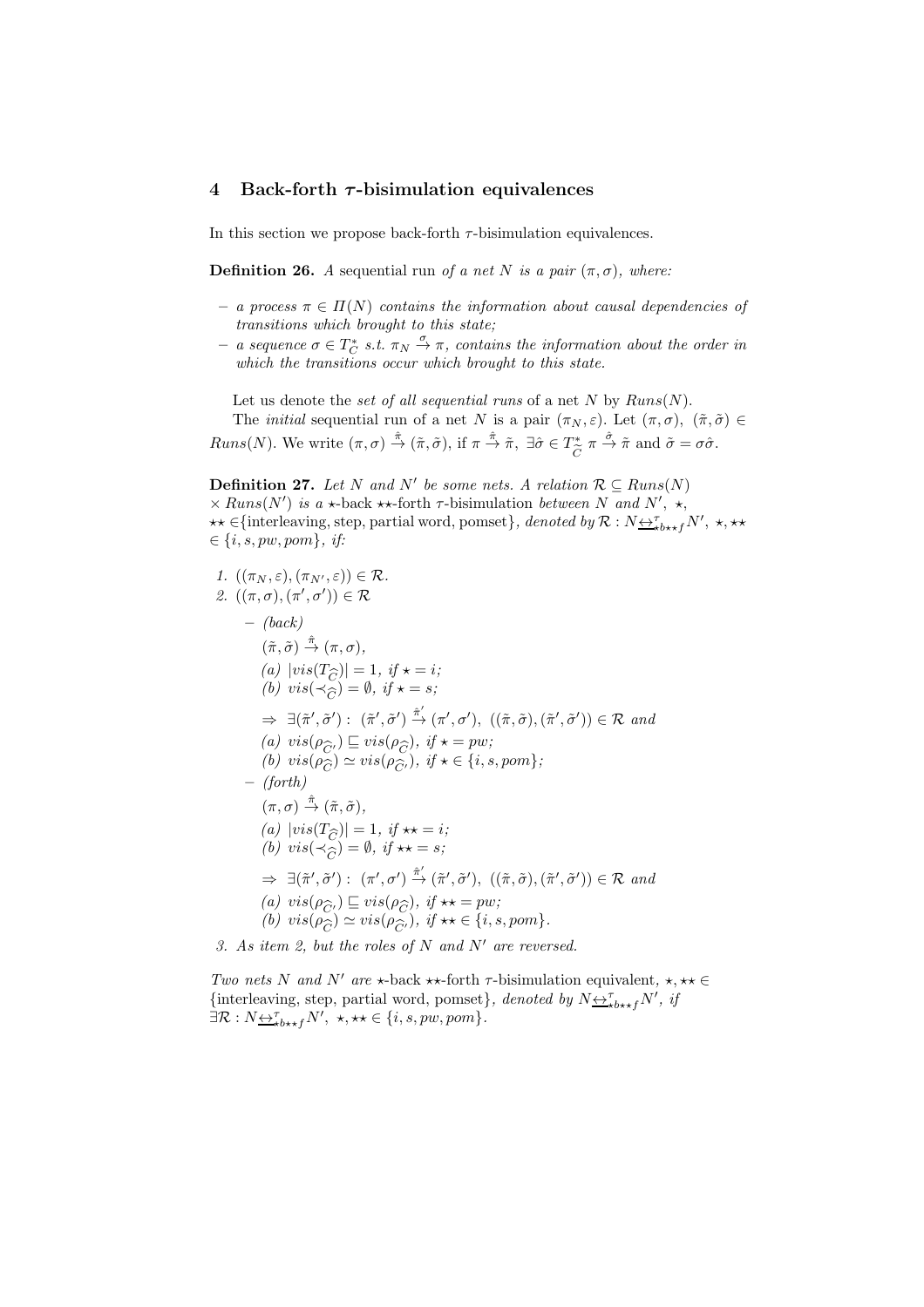## 4 Back-forth $\tau$-bisimulation equivalences

In this section we propose back-forth $\tau$-bisimulation equivalences.

**Definition 26.** *A* sequential run *of a net $N$ is a pair $(\pi, \sigma)$, where:*

- *a process $\pi \in \Pi(N)$ contains the information about causal dependencies of transitions which brought to this state;*
- *a sequence $\sigma \in T_C^*$ s.t. $\pi_N \xrightarrow{\sigma} \pi$, contains the information about the order in which the transitions occur which brought to this state.*

Let us denote the *set of all sequential runs* of a net $N$ by $Runs(N)$.

The *initial* sequential run of a net $N$ is a pair $(\pi_N, \varepsilon)$. Let $(\pi, \sigma), (\tilde{\pi}, \tilde{\sigma}) \in Runs(N)$. We write $(\pi, \sigma) \xrightarrow{\hat{\pi}} (\tilde{\pi}, \tilde{\sigma})$, if $\pi \xrightarrow{\hat{\pi}} \tilde{\pi}$, $\exists \hat{\sigma} \in T_{\widetilde{C}}^*$ $\pi \xrightarrow{\hat{\sigma}} \tilde{\pi}$ and $\tilde{\sigma} = \sigma\hat{\sigma}$.

**Definition 27.** *Let $N$ and $N'$ be some nets. A relation $\mathcal{R} \subseteq Runs(N) \times Runs(N')$ is a $\star$-back $\star\star$-forth $\tau$-bisimulation between $N$ and $N'$, $\star, \star\star \in$ {interleaving, step, partial word, pomset}, denoted by $\mathcal{R} : N \underline{\leftrightarrow}^{\tau}_{\star b \star\star f} N'$, $\star, \star\star \in \{i, s, pw, pom\}$, if:*

1. $((\pi_N, \varepsilon), (\pi_{N'}, \varepsilon)) \in \mathcal{R}$.
2. $((\pi, \sigma), (\pi', \sigma')) \in \mathcal{R}$
   - *(back)*
     $(\tilde{\pi}, \tilde{\sigma}) \xrightarrow{\hat{\pi}} (\pi, \sigma)$,
     *(a)* $|vis(T_{\widehat{C}})| = 1$, *if* $\star = i$;
     *(b)* $vis(\prec_{\widehat{C}}) = \emptyset$, *if* $\star = s$;
     $\Rightarrow \exists (\tilde{\pi}', \tilde{\sigma}') : (\tilde{\pi}', \tilde{\sigma}') \xrightarrow{\hat{\pi}'} (\pi', \sigma')$, $((\tilde{\pi}, \tilde{\sigma}), (\tilde{\pi}', \tilde{\sigma}')) \in \mathcal{R}$ *and*
     *(a)* $vis(\rho_{\widehat{C}'}) \sqsubseteq vis(\rho_{\widehat{C}})$, *if* $\star = pw$;
     *(b)* $vis(\rho_{\widehat{C}}) \simeq vis(\rho_{\widehat{C}'})$, *if* $\star \in \{i, s, pom\}$;
   - *(forth)*
     $(\pi, \sigma) \xrightarrow{\hat{\pi}} (\tilde{\pi}, \tilde{\sigma})$,
     *(a)* $|vis(T_{\widehat{C}})| = 1$, *if* $\star\star = i$;
     *(b)* $vis(\prec_{\widehat{C}}) = \emptyset$, *if* $\star\star = s$;
     $\Rightarrow \exists (\tilde{\pi}', \tilde{\sigma}') : (\pi', \sigma') \xrightarrow{\hat{\pi}'} (\tilde{\pi}', \tilde{\sigma}')$, $((\tilde{\pi}, \tilde{\sigma}), (\tilde{\pi}', \tilde{\sigma}')) \in \mathcal{R}$ *and*
     *(a)* $vis(\rho_{\widehat{C}'}) \sqsubseteq vis(\rho_{\widehat{C}})$, *if* $\star\star = pw$;
     *(b)* $vis(\rho_{\widehat{C}}) \simeq vis(\rho_{\widehat{C}'})$, *if* $\star\star \in \{i, s, pom\}$.
3. *As item 2, but the roles of $N$ and $N'$ are reversed.*

*Two nets $N$ and $N'$ are* $\star$-back $\star\star$-forth $\tau$-bisimulation equivalent, $\star, \star\star \in$ {interleaving, step, partial word, pomset}, *denoted by $N \underline{\leftrightarrow}^{\tau}_{\star b \star\star f} N'$, if $\exists \mathcal{R} : N \underline{\leftrightarrow}^{\tau}_{\star b \star\star f} N'$, $\star, \star\star \in \{i, s, pw, pom\}$.*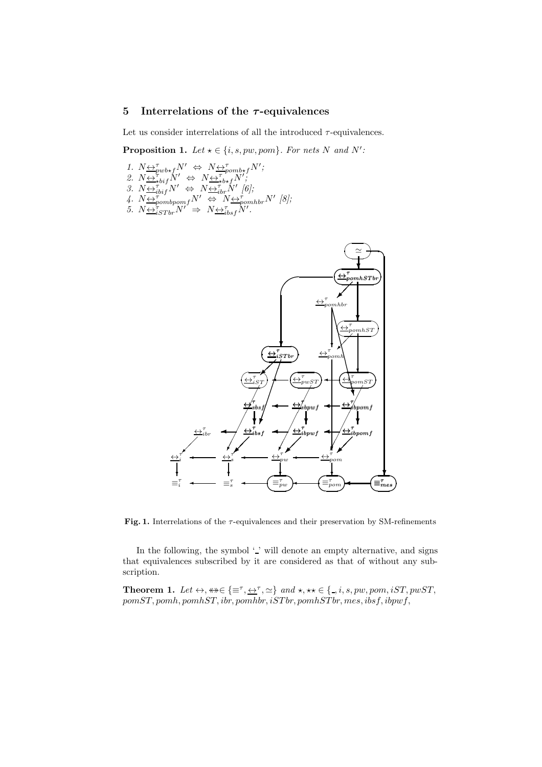## 5 Interrelations of the $\tau$-equivalences

Let us consider interrelations of all the introduced $\tau$-equivalences.

**Proposition 1.** *Let $\star \in \{i, s, pw, pom\}$. For nets $N$ and $N'$:*

1. $N \underline{\leftrightarrow}^{\tau}_{pwb\star f} N' \;\Leftrightarrow\; N \underline{\leftrightarrow}^{\tau}_{pomb\star f} N'$;
2. $N \underline{\leftrightarrow}^{\tau}_{\star bif} N' \;\Leftrightarrow\; N \underline{\leftrightarrow}^{\tau}_{\star b\star f} N'$;
3. $N \underline{\leftrightarrow}^{\tau}_{ibif} N' \;\Leftrightarrow\; N \underline{\leftrightarrow}^{\tau}_{ibr} N'$ [6];
4. $N \underline{\leftrightarrow}^{\tau}_{pombpomf} N' \;\Leftrightarrow\; N \underline{\leftrightarrow}^{\tau}_{pomhbr} N'$ [8];
5. $N \underline{\leftrightarrow}^{\tau}_{iSTbr} N' \;\Rightarrow\; N \underline{\leftrightarrow}^{\tau}_{ibsf} N'$.

**Fig. 1.** Interrelations of the $\tau$-equivalences and their preservation by SM-refinements

In the following, the symbol '\_' will denote an empty alternative, and signs that equivalences subscribed by it are considered as that of without any subscription.

**Theorem 1.** *Let $\leftrightarrow, \leftrightarrow\!\!\!\!\!\leftrightarrow \in \{\equiv^{\tau}, \underline{\leftrightarrow}^{\tau}, \simeq\}$ and $\star, \star\star \in \{\_, i, s, pw, pom, iST, pwST, pomST, pomh, pomhST, ibr, pomhbr, iSTbr, pomhSTbr, mes, ibsf, ibpwf,$*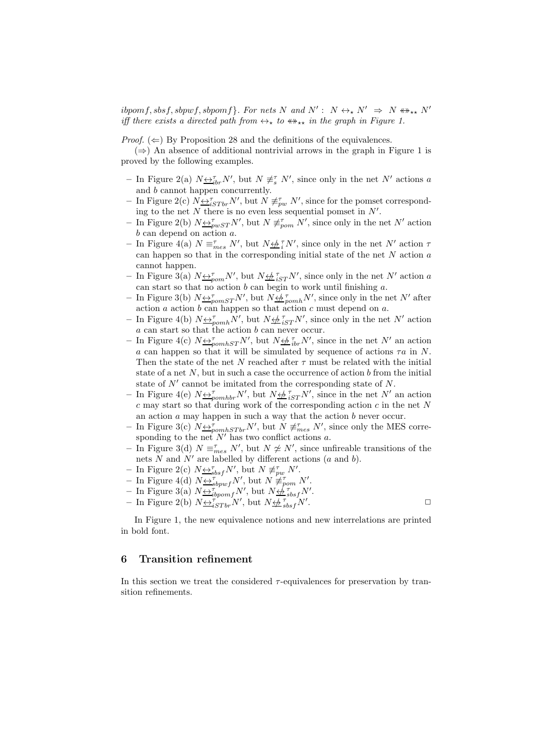$ibpomf, sbsf, sbpwf, sbpomf\}$. *For nets* $N$ *and* $N'$ : $N \leftrightarrow_{\star} N' \;\Rightarrow\; N \twoheadleftrightarrow_{\star\star} N'$ *iff there exists a directed path from* $\leftrightarrow_{\star}$ *to* $\twoheadleftrightarrow_{\star\star}$ *in the graph in Figure 1.*

*Proof.* ($\Leftarrow$) By Proposition 28 and the definitions of the equivalences.

($\Rightarrow$) An absence of additional nontrivial arrows in the graph in Figure 1 is proved by the following examples.

- In Figure 2(a) $N \underline{\leftrightarrow}^{\tau}_{ibr} N'$, but $N \not\equiv^{\tau}_{s} N'$, since only in the net $N'$ actions $a$ and $b$ cannot happen concurrently.
- In Figure 2(c) $N \underline{\leftrightarrow}^{\tau}_{iSTbr} N'$, but $N \not\equiv^{\tau}_{pw} N'$, since for the pomset corresponding to the net $N$ there is no even less sequential pomset in $N'$.
- In Figure 2(b) $N \underline{\leftrightarrow}^{\tau}_{pwST} N'$, but $N \not\equiv^{\tau}_{pom} N'$, since only in the net $N'$ action $b$ can depend on action $a$.
- In Figure 4(a) $N \equiv^{\tau}_{mes} N'$, but $N \underline{\not\leftrightarrow}^{\tau}_{i} N'$, since only in the net $N'$ action $\tau$ can happen so that in the corresponding initial state of the net $N$ action $a$ cannot happen.
- In Figure 3(a) $N \underline{\leftrightarrow}^{\tau}_{pom} N'$, but $N \underline{\not\leftrightarrow}^{\tau}_{iST} N'$, since only in the net $N'$ action $a$ can start so that no action $b$ can begin to work until finishing $a$.
- In Figure 3(b) $N \underline{\leftrightarrow}^{\tau}_{pomST} N'$, but $N \underline{\not\leftrightarrow}^{\tau}_{pomh} N'$, since only in the net $N'$ after action $a$ action $b$ can happen so that action $c$ must depend on $a$.
- In Figure 4(b) $N \underline{\leftrightarrow}^{\tau}_{pomh} N'$, but $N \underline{\not\leftrightarrow}^{\tau}_{iST} N'$, since only in the net $N'$ action $a$ can start so that the action $b$ can never occur.
- In Figure 4(c) $N \underline{\leftrightarrow}^{\tau}_{pomhST} N'$, but $N \underline{\not\leftrightarrow}^{\tau}_{ibr} N'$, since in the net $N'$ an action $a$ can happen so that it will be simulated by sequence of actions $\tau a$ in $N$. Then the state of the net $N$ reached after $\tau$ must be related with the initial state of a net $N$, but in such a case the occurrence of action $b$ from the initial state of $N'$ cannot be imitated from the corresponding state of $N$.
- In Figure 4(e) $N \underline{\leftrightarrow}^{\tau}_{pomhbr} N'$, but $N \underline{\not\leftrightarrow}^{\tau}_{iST} N'$, since in the net $N'$ an action $c$ may start so that during work of the corresponding action $c$ in the net $N$ an action $a$ may happen in such a way that the action $b$ never occur.
- In Figure 3(c) $N \underline{\leftrightarrow}^{\tau}_{pomhSTbr} N'$, but $N \not\equiv^{\tau}_{mes} N'$, since only the MES corresponding to the net $N'$ has two conflict actions $a$.
- In Figure 3(d) $N \equiv^{\tau}_{mes} N'$, but $N \not\simeq N'$, since unfireable transitions of the nets $N$ and $N'$ are labelled by different actions ($a$ and $b$).
- In Figure 2(c) $N \underline{\leftrightarrow}^{\tau}_{sbsf} N'$, but $N \not\equiv^{\tau}_{pw} N'$.
- In Figure 4(d) $N \underline{\leftrightarrow}^{\tau}_{sbpwf} N'$, but $N \not\equiv^{\tau}_{pom} N'$.
- In Figure 3(a) $N \underline{\leftrightarrow}^{\tau}_{ibpomf} N'$, but $N \underline{\not\leftrightarrow}^{\tau}_{sbsf} N'$.
- In Figure 2(b) $N \underline{\leftrightarrow}^{\tau}_{iSTbr} N'$, but $N \underline{\not\leftrightarrow}^{\tau}_{sbsf} N'$. □

In Figure 1, the new equivalence notions and new interrelations are printed in bold font.

## 6 Transition refinement

In this section we treat the considered $\tau$-equivalences for preservation by transition refinements.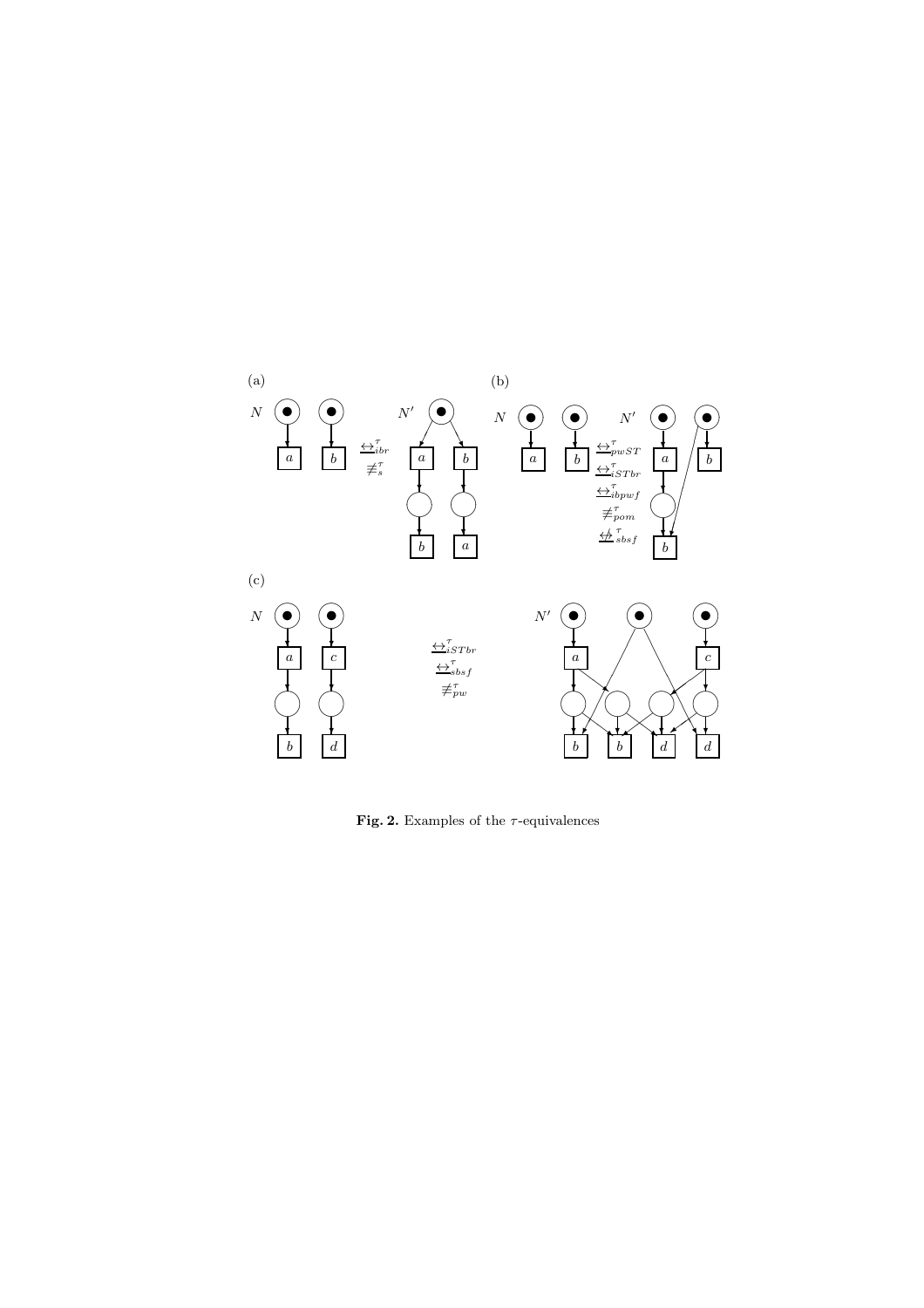**Fig. 2.** Examples of the $\tau$-equivalences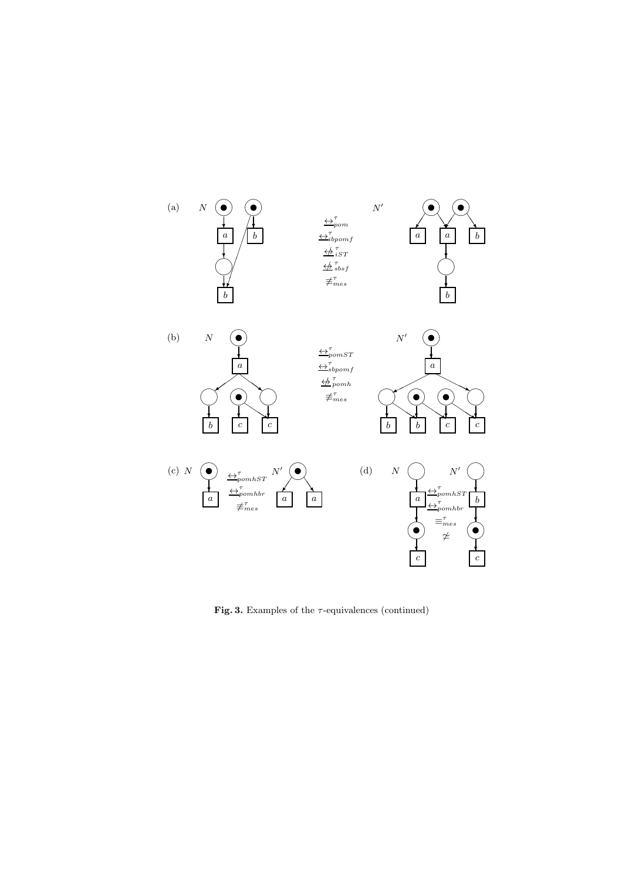(a) $N$ $\underline{\leftrightarrow}^{\tau}_{pom}$ $\underline{\leftrightarrow}^{\tau}_{ibpomf}$ $\underline{\not\leftrightarrow}^{\tau}_{iST}$ $\underline{\not\leftrightarrow}^{\tau}_{sbsf}$ $\not\equiv^{\tau}_{mes}$ $N'$

(b) $N$ $\underline{\leftrightarrow}^{\tau}_{pomST}$ $\underline{\leftrightarrow}^{\tau}_{sbpomf}$ $\underline{\not\leftrightarrow}^{\tau}_{pomh}$ $\not\equiv^{\tau}_{mes}$ $N'$

(c) $N$ $\underline{\leftrightarrow}^{\tau}_{pomhST}$ $\underline{\leftrightarrow}^{\tau}_{pomhbr}$ $\not\equiv^{\tau}_{mes}$ $N'$

(d) $N$ $\underline{\leftrightarrow}^{\tau}_{pomhST}$ $\underline{\leftrightarrow}^{\tau}_{pomhbr}$ $\equiv^{\tau}_{mes}$ $\not\simeq$ $N'$

**Fig. 3.** Examples of the $\tau$-equivalences (continued)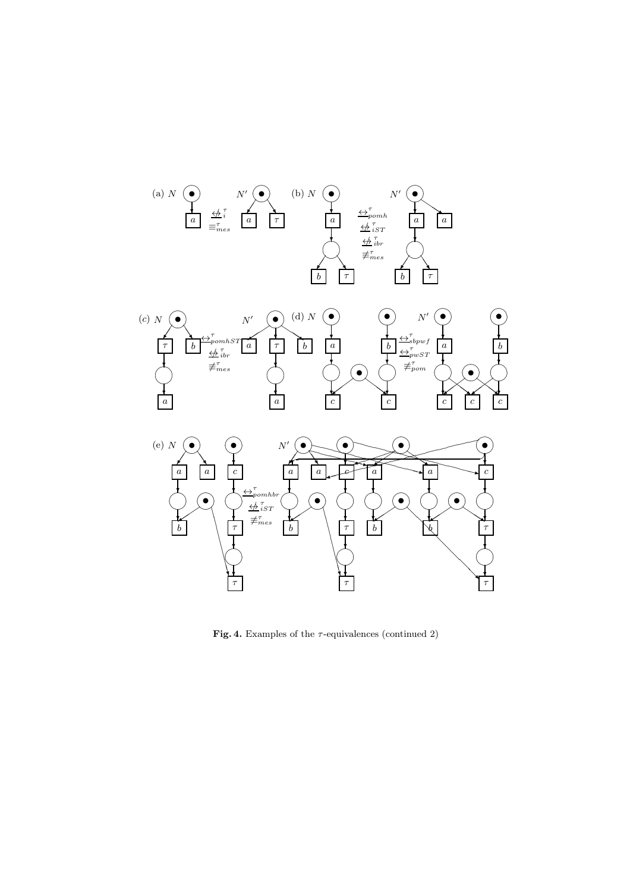**Fig. 4.** Examples of the $\tau$-equivalences (continued 2)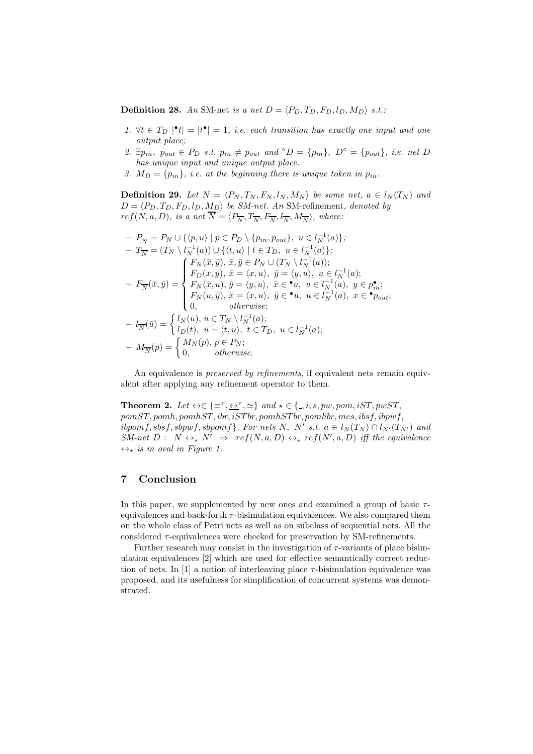**Definition 28.** *An* SM-net *is a net* $D = \langle P_D, T_D, F_D, l_D, M_D \rangle$ *s.t.:*

1. $\forall t \in T_D \ |{}^\bullet t| = |t^\bullet| = 1$, *i.e. each transition has exactly one input and one output place;*
2. $\exists p_{in}, \ p_{out} \in P_D$ *s.t.* $p_{in} \neq p_{out}$ *and* ${}^\circ D = \{p_{in}\}, \ D^\circ = \{p_{out}\}$, *i.e. net* $D$ *has unique input and unique output place.*
3. $M_D = \{p_{in}\}$, *i.e. at the beginning there is unique token in* $p_{in}$.

**Definition 29.** *Let* $N = \langle P_N, T_N, F_N, l_N, M_N \rangle$ *be some net,* $a \in l_N(T_N)$ *and* $D = \langle P_D, T_D, F_D, l_D, M_D \rangle$ *be SM-net. An* SM-refinement, *denoted by* $ref(N, a, D)$, *is a net* $\overline{N} = \langle P_{\overline{N}}, T_{\overline{N}}, F_{\overline{N}}, l_{\overline{N}}, M_{\overline{N}} \rangle$, *where:*

- $P_{\overline{N}} = P_N \cup \{\langle p, u \rangle \mid p \in P_D \setminus \{p_{in}, p_{out}\}, \ u \in l_N^{-1}(a)\}$;
- $T_{\overline{N}} = (T_N \setminus l_N^{-1}(a)) \cup \{\langle t, u \rangle \mid t \in T_D, \ u \in l_N^{-1}(a)\}$;
- $F_{\overline{N}}(\bar{x}, \bar{y}) = \begin{cases} F_N(\bar{x}, \bar{y}), \ \bar{x}, \bar{y} \in P_N \cup (T_N \setminus l_N^{-1}(a)); \\ F_D(x, y), \ \bar{x} = \langle x, u \rangle, \ \bar{y} = \langle y, u \rangle, \ u \in l_N^{-1}(a); \\ F_N(\bar{x}, u), \bar{y} = \langle y, u \rangle, \ \bar{x} \in {}^\bullet u, \ u \in l_N^{-1}(a), \ y \in p_{in}^\bullet; \\ F_N(u, \bar{y}), \bar{x} = \langle x, u \rangle, \ \bar{y} \in {}^\bullet u, \ u \in l_N^{-1}(a), \ x \in {}^\bullet p_{out}; \\ 0, \qquad \textit{otherwise}; \end{cases}$
- $l_{\overline{N}}(\bar{u}) = \begin{cases} l_N(\bar{u}), \ \bar{u} \in T_N \setminus l_N^{-1}(a); \\ l_D(t), \ \bar{u} = \langle t, u \rangle, \ t \in T_D, \ u \in l_N^{-1}(a); \end{cases}$
- $M_{\overline{N}}(p) = \begin{cases} M_N(p), p \in P_N; \\ 0, \qquad \textit{otherwise}. \end{cases}$

An equivalence is *preserved by refinements*, if equivalent nets remain equivalent after applying any refinement operator to them.

**Theorem 2.** *Let* $\leftrightarrow \in \{\equiv^\tau, \underline{\leftrightarrow}^\tau, \simeq\}$ *and* $\star \in \{\_, i, s, pw, pom, iST, pwST, pomST, pomh, pomhST, ibr, iSTbr, pomhSTbr, pomhbr, mes, ibsf, ibpwf, ibpomf, sbsf, sbpwf, sbpomf\}$. *For nets* $N, \ N'$ *s.t.* $a \in l_N(T_N) \cap l_{N'}(T_{N'})$ *and SM-net* $D$ : $N \leftrightarrow_\star N' \ \Rightarrow \ ref(N, a, D) \leftrightarrow_\star ref(N', a, D)$ *iff the equivalence* $\leftrightarrow_\star$ *is in oval in Figure 1.*

## 7 Conclusion

In this paper, we supplemented by new ones and examined a group of basic $\tau$-equivalences and back-forth $\tau$-bisimulation equivalences. We also compared them on the whole class of Petri nets as well as on subclass of sequential nets. All the considered $\tau$-equivalences were checked for preservation by SM-refinements.

Further research may consist in the investigation of $\tau$-variants of place bisimulation equivalences [2] which are used for effective semantically correct reduction of nets. In [1] a notion of interleaving place $\tau$-bisimulation equivalence was proposed, and its usefulness for simplification of concurrent systems was demonstrated.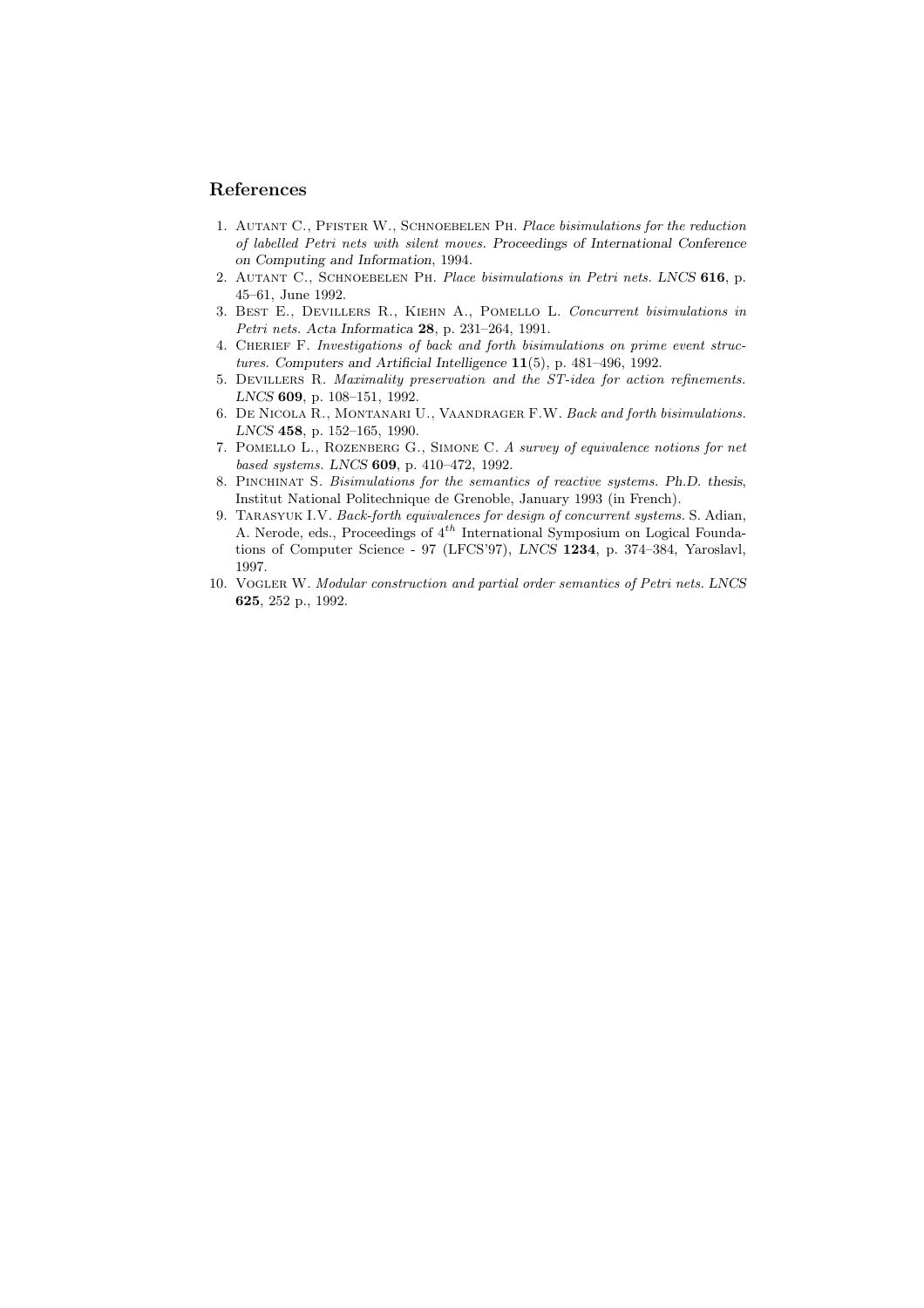## References

1. Autant C., Pfister W., Schnoebelen Ph. *Place bisimulations for the reduction of labelled Petri nets with silent moves.* Proceedings of International Conference on Computing and Information, 1994.
2. Autant C., Schnoebelen Ph. *Place bisimulations in Petri nets. LNCS* **616**, p. 45–61, June 1992.
3. Best E., Devillers R., Kiehn A., Pomello L. *Concurrent bisimulations in Petri nets.* Acta Informatica **28**, p. 231–264, 1991.
4. Cherief F. *Investigations of back and forth bisimulations on prime event structures.* Computers and Artificial Intelligence **11**(5), p. 481–496, 1992.
5. Devillers R. *Maximality preservation and the ST-idea for action refinements. LNCS* **609**, p. 108–151, 1992.
6. De Nicola R., Montanari U., Vaandrager F.W. *Back and forth bisimulations. LNCS* **458**, p. 152–165, 1990.
7. Pomello L., Rozenberg G., Simone C. *A survey of equivalence notions for net based systems. LNCS* **609**, p. 410–472, 1992.
8. Pinchinat S. *Bisimulations for the semantics of reactive systems.* Ph.D. thesis, Institut National Politechnique de Grenoble, January 1993 (in French).
9. Tarasyuk I.V. *Back-forth equivalences for design of concurrent systems.* S. Adian, A. Nerode, eds., Proceedings of $4^{th}$ International Symposium on Logical Foundations of Computer Science - 97 (LFCS'97), *LNCS* **1234**, p. 374–384, Yaroslavl, 1997.
10. Vogler W. *Modular construction and partial order semantics of Petri nets. LNCS* **625**, 252 p., 1992.